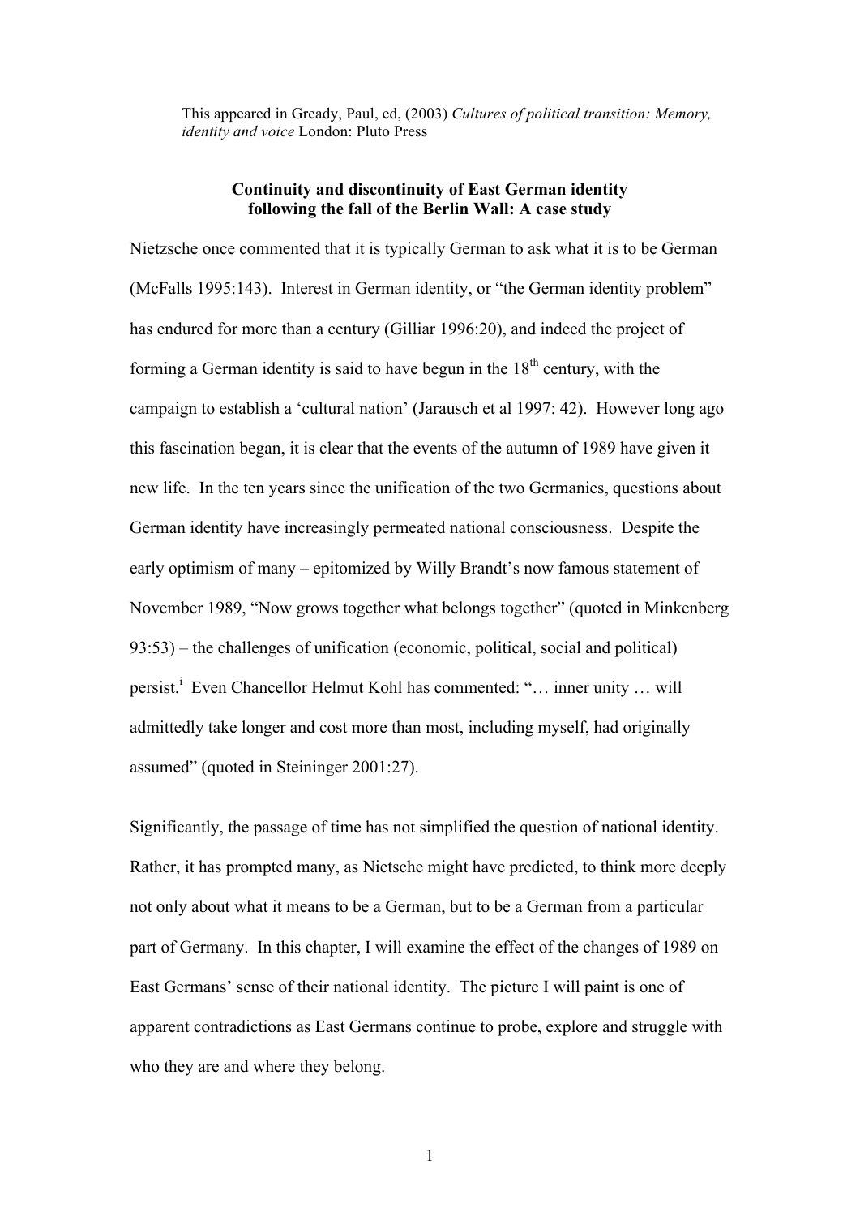This appeared in Gready, Paul, ed, (2003) *Cultures of political transition: Memory, identity and voice* London: Pluto Press

**Continuity and discontinuity of East German identity following the fall of the Berlin Wall: A case study**

Nietzsche once commented that it is typically German to ask what it is to be German (McFalls 1995:143). Interest in German identity, or "the German identity problem" has endured for more than a century (Gilliar 1996:20), and indeed the project of forming a German identity is said to have begun in the 18th century, with the campaign to establish a 'cultural nation' (Jarausch et al 1997: 42). However long ago this fascination began, it is clear that the events of the autumn of 1989 have given it new life. In the ten years since the unification of the two Germanies, questions about German identity have increasingly permeated national consciousness. Despite the early optimism of many – epitomized by Willy Brandt's now famous statement of November 1989, "Now grows together what belongs together" (quoted in Minkenberg 93:53) – the challenges of unification (economic, political, social and political) persist.[i] Even Chancellor Helmut Kohl has commented: "… inner unity … will admittedly take longer and cost more than most, including myself, had originally assumed" (quoted in Steininger 2001:27).

Significantly, the passage of time has not simplified the question of national identity. Rather, it has prompted many, as Nietsche might have predicted, to think more deeply not only about what it means to be a German, but to be a German from a particular part of Germany. In this chapter, I will examine the effect of the changes of 1989 on East Germans' sense of their national identity. The picture I will paint is one of apparent contradictions as East Germans continue to probe, explore and struggle with who they are and where they belong.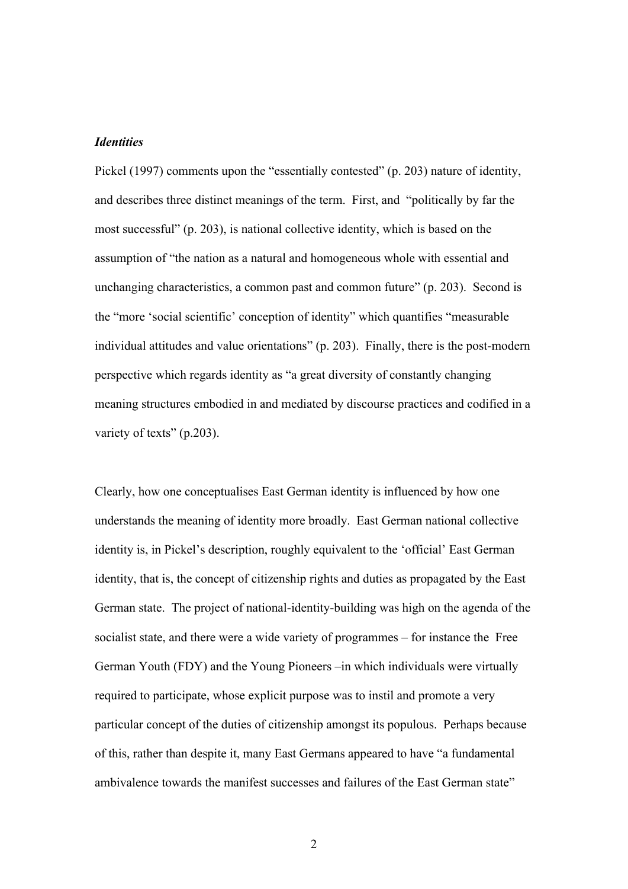***Identities***

Pickel (1997) comments upon the "essentially contested" (p. 203) nature of identity, and describes three distinct meanings of the term. First, and "politically by far the most successful" (p. 203), is national collective identity, which is based on the assumption of "the nation as a natural and homogeneous whole with essential and unchanging characteristics, a common past and common future" (p. 203). Second is the "more 'social scientific' conception of identity" which quantifies "measurable individual attitudes and value orientations" (p. 203). Finally, there is the post-modern perspective which regards identity as "a great diversity of constantly changing meaning structures embodied in and mediated by discourse practices and codified in a variety of texts" (p.203).

Clearly, how one conceptualises East German identity is influenced by how one understands the meaning of identity more broadly. East German national collective identity is, in Pickel's description, roughly equivalent to the 'official' East German identity, that is, the concept of citizenship rights and duties as propagated by the East German state. The project of national-identity-building was high on the agenda of the socialist state, and there were a wide variety of programmes – for instance the Free German Youth (FDY) and the Young Pioneers –in which individuals were virtually required to participate, whose explicit purpose was to instil and promote a very particular concept of the duties of citizenship amongst its populous. Perhaps because of this, rather than despite it, many East Germans appeared to have "a fundamental ambivalence towards the manifest successes and failures of the East German state"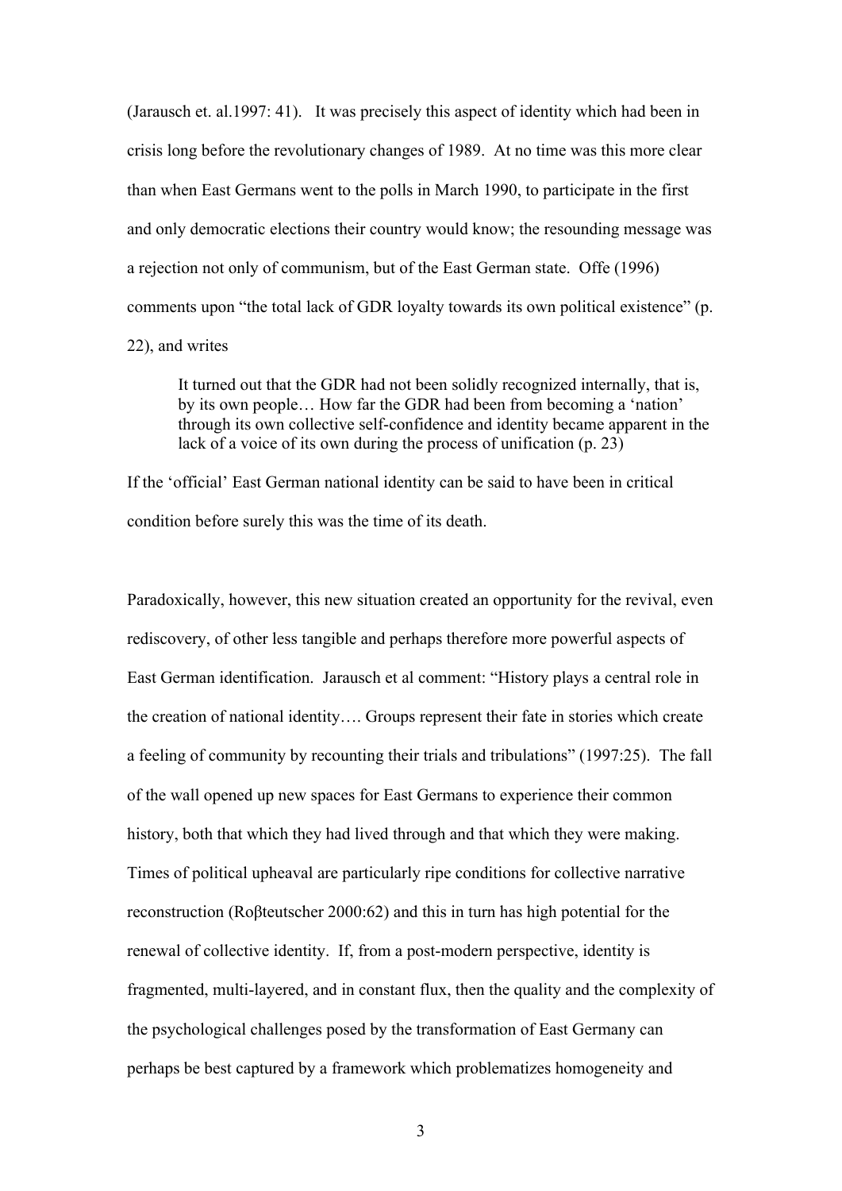(Jarausch et. al.1997: 41). It was precisely this aspect of identity which had been in crisis long before the revolutionary changes of 1989. At no time was this more clear than when East Germans went to the polls in March 1990, to participate in the first and only democratic elections their country would know; the resounding message was a rejection not only of communism, but of the East German state. Offe (1996) comments upon "the total lack of GDR loyalty towards its own political existence" (p. 22), and writes

> It turned out that the GDR had not been solidly recognized internally, that is, by its own people… How far the GDR had been from becoming a 'nation' through its own collective self-confidence and identity became apparent in the lack of a voice of its own during the process of unification (p. 23)

If the 'official' East German national identity can be said to have been in critical condition before surely this was the time of its death.

Paradoxically, however, this new situation created an opportunity for the revival, even rediscovery, of other less tangible and perhaps therefore more powerful aspects of East German identification. Jarausch et al comment: "History plays a central role in the creation of national identity…. Groups represent their fate in stories which create a feeling of community by recounting their trials and tribulations" (1997:25). The fall of the wall opened up new spaces for East Germans to experience their common history, both that which they had lived through and that which they were making. Times of political upheaval are particularly ripe conditions for collective narrative reconstruction (Roβteutscher 2000:62) and this in turn has high potential for the renewal of collective identity. If, from a post-modern perspective, identity is fragmented, multi-layered, and in constant flux, then the quality and the complexity of the psychological challenges posed by the transformation of East Germany can perhaps be best captured by a framework which problematizes homogeneity and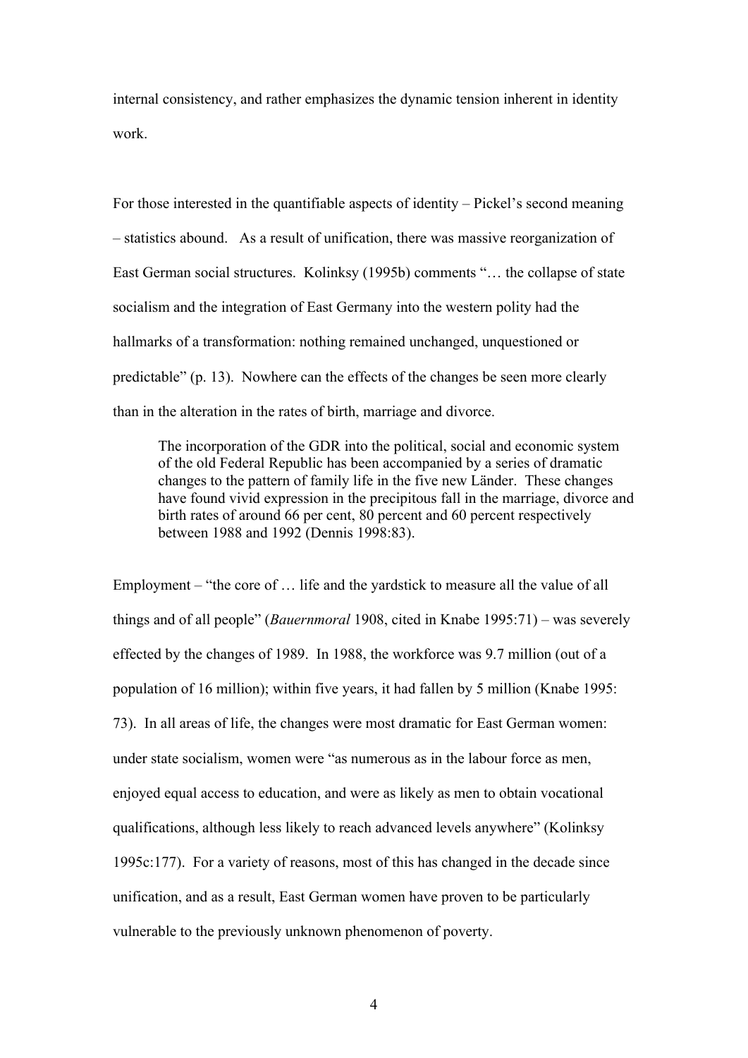internal consistency, and rather emphasizes the dynamic tension inherent in identity work.

For those interested in the quantifiable aspects of identity – Pickel's second meaning – statistics abound. As a result of unification, there was massive reorganization of East German social structures. Kolinksy (1995b) comments "… the collapse of state socialism and the integration of East Germany into the western polity had the hallmarks of a transformation: nothing remained unchanged, unquestioned or predictable" (p. 13). Nowhere can the effects of the changes be seen more clearly than in the alteration in the rates of birth, marriage and divorce.

> The incorporation of the GDR into the political, social and economic system of the old Federal Republic has been accompanied by a series of dramatic changes to the pattern of family life in the five new Länder. These changes have found vivid expression in the precipitous fall in the marriage, divorce and birth rates of around 66 per cent, 80 percent and 60 percent respectively between 1988 and 1992 (Dennis 1998:83).

Employment – "the core of … life and the yardstick to measure all the value of all things and of all people" (*Bauernmoral* 1908, cited in Knabe 1995:71) – was severely effected by the changes of 1989. In 1988, the workforce was 9.7 million (out of a population of 16 million); within five years, it had fallen by 5 million (Knabe 1995: 73). In all areas of life, the changes were most dramatic for East German women: under state socialism, women were "as numerous as in the labour force as men, enjoyed equal access to education, and were as likely as men to obtain vocational qualifications, although less likely to reach advanced levels anywhere" (Kolinksy 1995c:177). For a variety of reasons, most of this has changed in the decade since unification, and as a result, East German women have proven to be particularly vulnerable to the previously unknown phenomenon of poverty.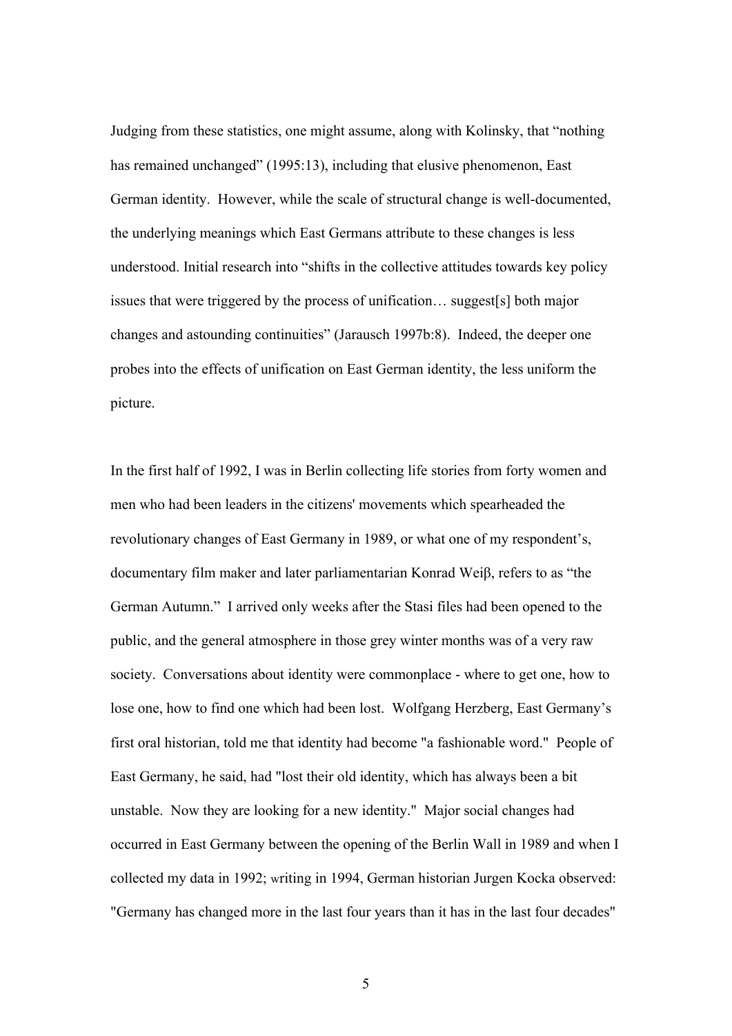Judging from these statistics, one might assume, along with Kolinsky, that "nothing has remained unchanged" (1995:13), including that elusive phenomenon, East German identity. However, while the scale of structural change is well-documented, the underlying meanings which East Germans attribute to these changes is less understood. Initial research into "shifts in the collective attitudes towards key policy issues that were triggered by the process of unification… suggest[s] both major changes and astounding continuities" (Jarausch 1997b:8). Indeed, the deeper one probes into the effects of unification on East German identity, the less uniform the picture.

In the first half of 1992, I was in Berlin collecting life stories from forty women and men who had been leaders in the citizens' movements which spearheaded the revolutionary changes of East Germany in 1989, or what one of my respondent's, documentary film maker and later parliamentarian Konrad Weiβ, refers to as "the German Autumn." I arrived only weeks after the Stasi files had been opened to the public, and the general atmosphere in those grey winter months was of a very raw society. Conversations about identity were commonplace - where to get one, how to lose one, how to find one which had been lost. Wolfgang Herzberg, East Germany's first oral historian, told me that identity had become "a fashionable word." People of East Germany, he said, had "lost their old identity, which has always been a bit unstable. Now they are looking for a new identity." Major social changes had occurred in East Germany between the opening of the Berlin Wall in 1989 and when I collected my data in 1992; writing in 1994, German historian Jurgen Kocka observed: "Germany has changed more in the last four years than it has in the last four decades"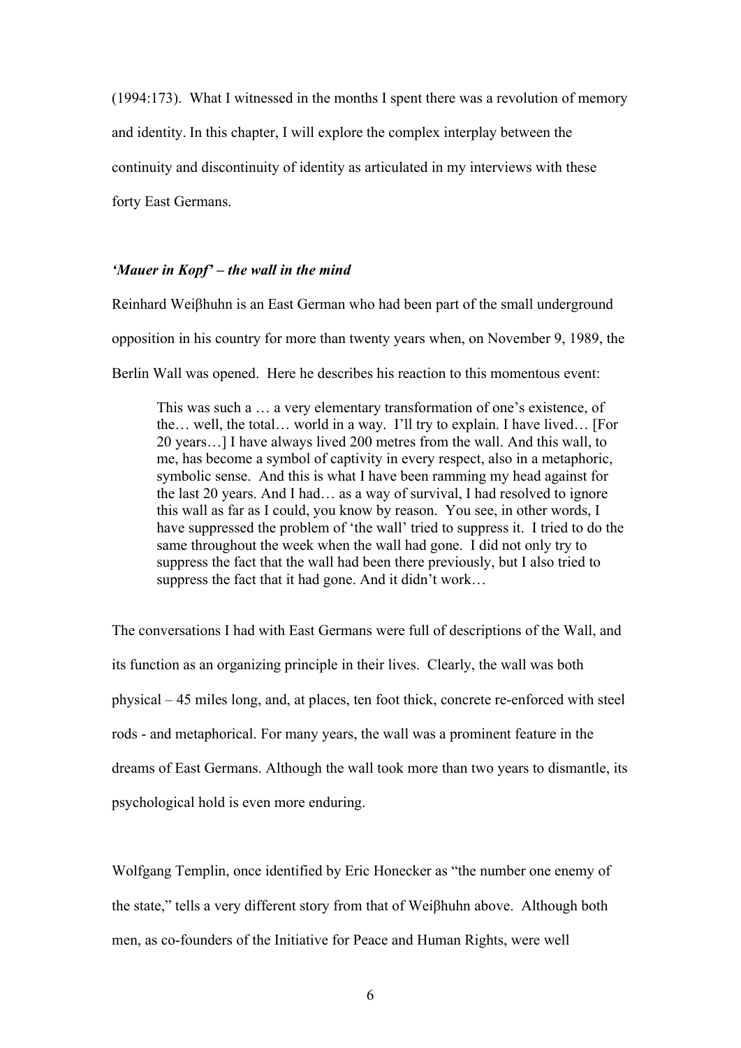(1994:173). What I witnessed in the months I spent there was a revolution of memory and identity. In this chapter, I will explore the complex interplay between the continuity and discontinuity of identity as articulated in my interviews with these forty East Germans.

### *'Mauer in Kopf' – the wall in the mind*

Reinhard Weiβhuhn is an East German who had been part of the small underground opposition in his country for more than twenty years when, on November 9, 1989, the Berlin Wall was opened. Here he describes his reaction to this momentous event:

> This was such a … a very elementary transformation of one's existence, of the… well, the total… world in a way. I'll try to explain. I have lived… [For 20 years…] I have always lived 200 metres from the wall. And this wall, to me, has become a symbol of captivity in every respect, also in a metaphoric, symbolic sense. And this is what I have been ramming my head against for the last 20 years. And I had… as a way of survival, I had resolved to ignore this wall as far as I could, you know by reason. You see, in other words, I have suppressed the problem of 'the wall' tried to suppress it. I tried to do the same throughout the week when the wall had gone. I did not only try to suppress the fact that the wall had been there previously, but I also tried to suppress the fact that it had gone. And it didn't work…

The conversations I had with East Germans were full of descriptions of the Wall, and its function as an organizing principle in their lives. Clearly, the wall was both physical – 45 miles long, and, at places, ten foot thick, concrete re-enforced with steel rods - and metaphorical. For many years, the wall was a prominent feature in the dreams of East Germans. Although the wall took more than two years to dismantle, its psychological hold is even more enduring.

Wolfgang Templin, once identified by Eric Honecker as "the number one enemy of the state," tells a very different story from that of Weiβhuhn above. Although both men, as co-founders of the Initiative for Peace and Human Rights, were well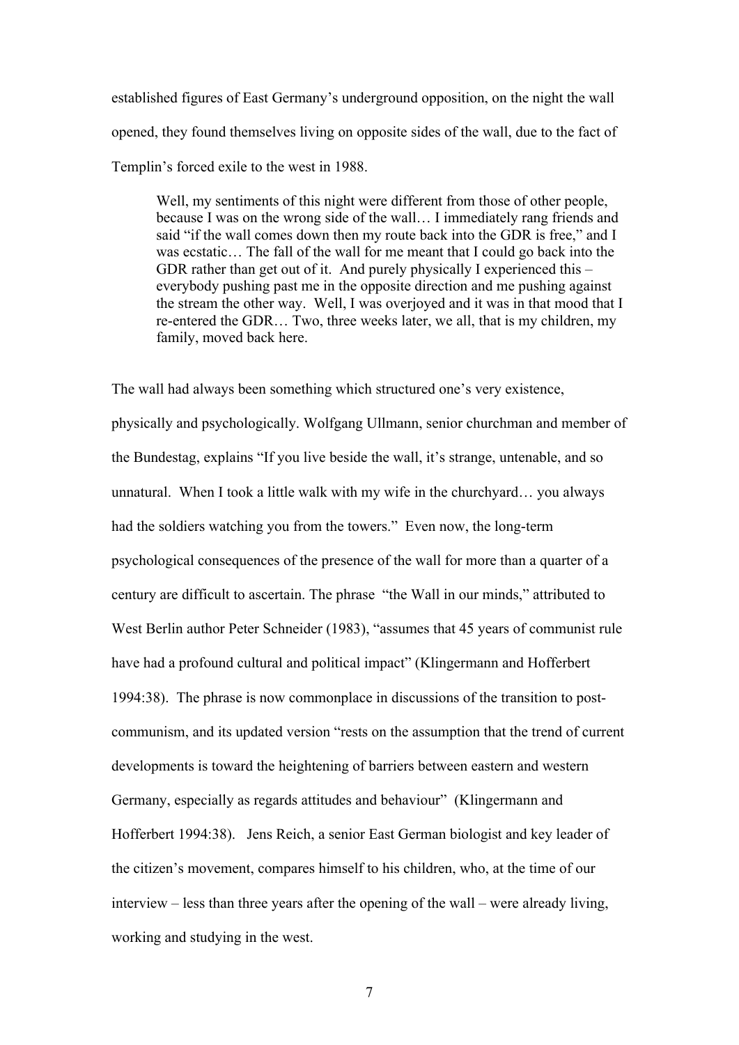established figures of East Germany's underground opposition, on the night the wall opened, they found themselves living on opposite sides of the wall, due to the fact of Templin's forced exile to the west in 1988.

> Well, my sentiments of this night were different from those of other people, because I was on the wrong side of the wall… I immediately rang friends and said "if the wall comes down then my route back into the GDR is free," and I was ecstatic… The fall of the wall for me meant that I could go back into the GDR rather than get out of it. And purely physically I experienced this – everybody pushing past me in the opposite direction and me pushing against the stream the other way. Well, I was overjoyed and it was in that mood that I re-entered the GDR… Two, three weeks later, we all, that is my children, my family, moved back here.

The wall had always been something which structured one's very existence, physically and psychologically. Wolfgang Ullmann, senior churchman and member of the Bundestag, explains "If you live beside the wall, it's strange, untenable, and so unnatural. When I took a little walk with my wife in the churchyard… you always had the soldiers watching you from the towers." Even now, the long-term psychological consequences of the presence of the wall for more than a quarter of a century are difficult to ascertain. The phrase "the Wall in our minds," attributed to West Berlin author Peter Schneider (1983), "assumes that 45 years of communist rule have had a profound cultural and political impact" (Klingermann and Hofferbert 1994:38). The phrase is now commonplace in discussions of the transition to post-communism, and its updated version "rests on the assumption that the trend of current developments is toward the heightening of barriers between eastern and western Germany, especially as regards attitudes and behaviour" (Klingermann and Hofferbert 1994:38). Jens Reich, a senior East German biologist and key leader of the citizen's movement, compares himself to his children, who, at the time of our interview – less than three years after the opening of the wall – were already living, working and studying in the west.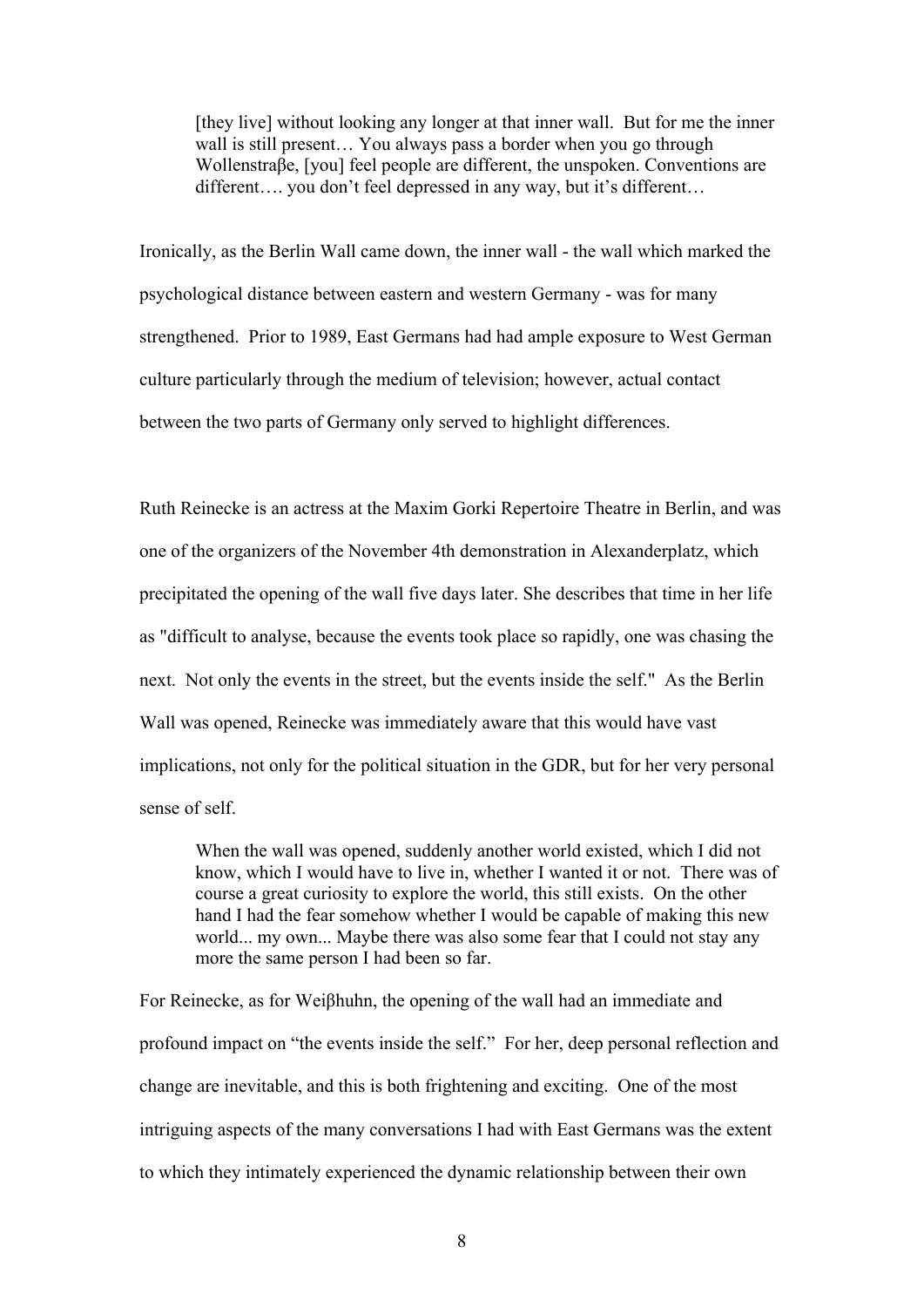> [they live] without looking any longer at that inner wall. But for me the inner wall is still present… You always pass a border when you go through Wollenstraβe, [you] feel people are different, the unspoken. Conventions are different…. you don't feel depressed in any way, but it's different…

Ironically, as the Berlin Wall came down, the inner wall - the wall which marked the psychological distance between eastern and western Germany - was for many strengthened. Prior to 1989, East Germans had had ample exposure to West German culture particularly through the medium of television; however, actual contact between the two parts of Germany only served to highlight differences.

Ruth Reinecke is an actress at the Maxim Gorki Repertoire Theatre in Berlin, and was one of the organizers of the November 4th demonstration in Alexanderplatz, which precipitated the opening of the wall five days later. She describes that time in her life as "difficult to analyse, because the events took place so rapidly, one was chasing the next. Not only the events in the street, but the events inside the self." As the Berlin Wall was opened, Reinecke was immediately aware that this would have vast implications, not only for the political situation in the GDR, but for her very personal sense of self.

> When the wall was opened, suddenly another world existed, which I did not know, which I would have to live in, whether I wanted it or not. There was of course a great curiosity to explore the world, this still exists. On the other hand I had the fear somehow whether I would be capable of making this new world... my own... Maybe there was also some fear that I could not stay any more the same person I had been so far.

For Reinecke, as for Weiβhuhn, the opening of the wall had an immediate and profound impact on "the events inside the self." For her, deep personal reflection and change are inevitable, and this is both frightening and exciting. One of the most intriguing aspects of the many conversations I had with East Germans was the extent to which they intimately experienced the dynamic relationship between their own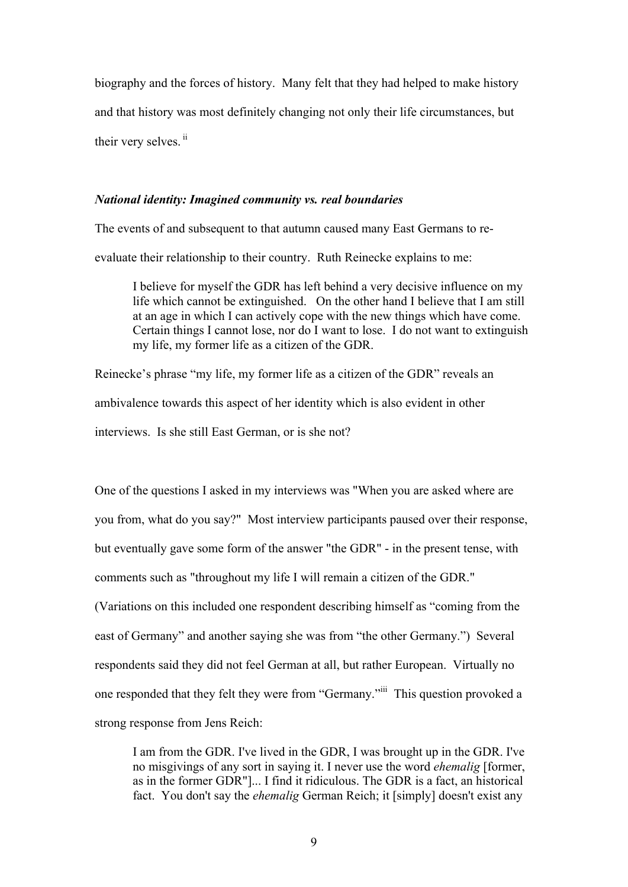biography and the forces of history. Many felt that they had helped to make history and that history was most definitely changing not only their life circumstances, but their very selves.[ii]

### *National identity: Imagined community vs. real boundaries*

The events of and subsequent to that autumn caused many East Germans to re-evaluate their relationship to their country. Ruth Reinecke explains to me:

> I believe for myself the GDR has left behind a very decisive influence on my life which cannot be extinguished. On the other hand I believe that I am still at an age in which I can actively cope with the new things which have come. Certain things I cannot lose, nor do I want to lose. I do not want to extinguish my life, my former life as a citizen of the GDR.

Reinecke's phrase "my life, my former life as a citizen of the GDR" reveals an ambivalence towards this aspect of her identity which is also evident in other interviews. Is she still East German, or is she not?

One of the questions I asked in my interviews was "When you are asked where are you from, what do you say?" Most interview participants paused over their response, but eventually gave some form of the answer "the GDR" - in the present tense, with comments such as "throughout my life I will remain a citizen of the GDR." (Variations on this included one respondent describing himself as "coming from the east of Germany" and another saying she was from "the other Germany.") Several respondents said they did not feel German at all, but rather European. Virtually no one responded that they felt they were from "Germany."[iii] This question provoked a strong response from Jens Reich:

> I am from the GDR. I've lived in the GDR, I was brought up in the GDR. I've no misgivings of any sort in saying it. I never use the word *ehemalig* [former, as in the former GDR"]... I find it ridiculous. The GDR is a fact, an historical fact. You don't say the *ehemalig* German Reich; it [simply] doesn't exist any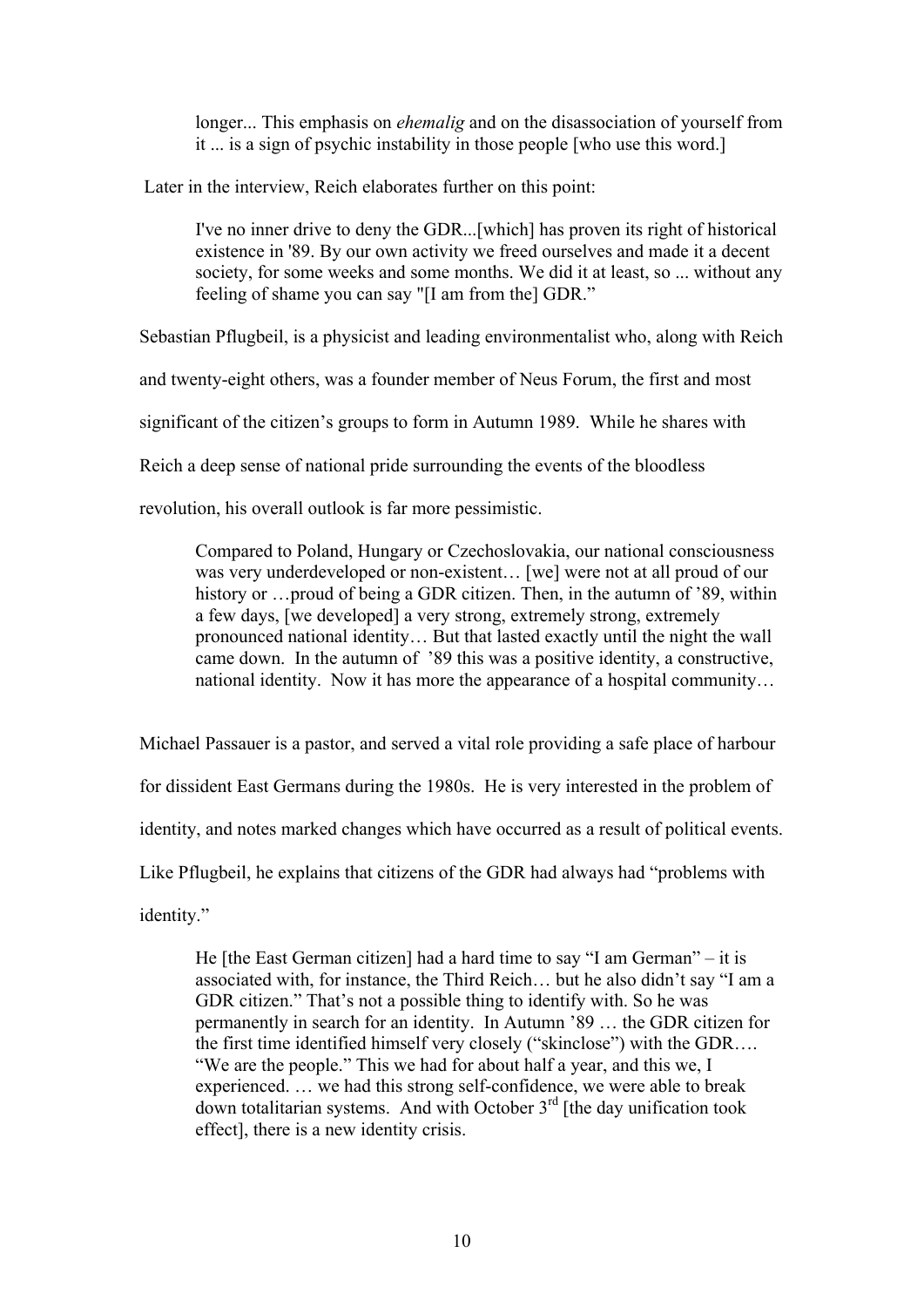> longer... This emphasis on *ehemalig* and on the disassociation of yourself from it ... is a sign of psychic instability in those people [who use this word.]

Later in the interview, Reich elaborates further on this point:

> I've no inner drive to deny the GDR...[which] has proven its right of historical existence in '89. By our own activity we freed ourselves and made it a decent society, for some weeks and some months. We did it at least, so ... without any feeling of shame you can say "[I am from the] GDR."

Sebastian Pflugbeil, is a physicist and leading environmentalist who, along with Reich and twenty-eight others, was a founder member of Neus Forum, the first and most significant of the citizen's groups to form in Autumn 1989. While he shares with Reich a deep sense of national pride surrounding the events of the bloodless revolution, his overall outlook is far more pessimistic.

> Compared to Poland, Hungary or Czechoslovakia, our national consciousness was very underdeveloped or non-existent… [we] were not at all proud of our history or …proud of being a GDR citizen. Then, in the autumn of '89, within a few days, [we developed] a very strong, extremely strong, extremely pronounced national identity… But that lasted exactly until the night the wall came down. In the autumn of '89 this was a positive identity, a constructive, national identity. Now it has more the appearance of a hospital community…

Michael Passauer is a pastor, and served a vital role providing a safe place of harbour for dissident East Germans during the 1980s. He is very interested in the problem of identity, and notes marked changes which have occurred as a result of political events. Like Pflugbeil, he explains that citizens of the GDR had always had "problems with identity."

> He [the East German citizen] had a hard time to say "I am German" – it is associated with, for instance, the Third Reich… but he also didn't say "I am a GDR citizen." That's not a possible thing to identify with. So he was permanently in search for an identity. In Autumn '89 … the GDR citizen for the first time identified himself very closely ("skinclose") with the GDR…. "We are the people." This we had for about half a year, and this we, I experienced. … we had this strong self-confidence, we were able to break down totalitarian systems. And with October 3rd [the day unification took effect], there is a new identity crisis.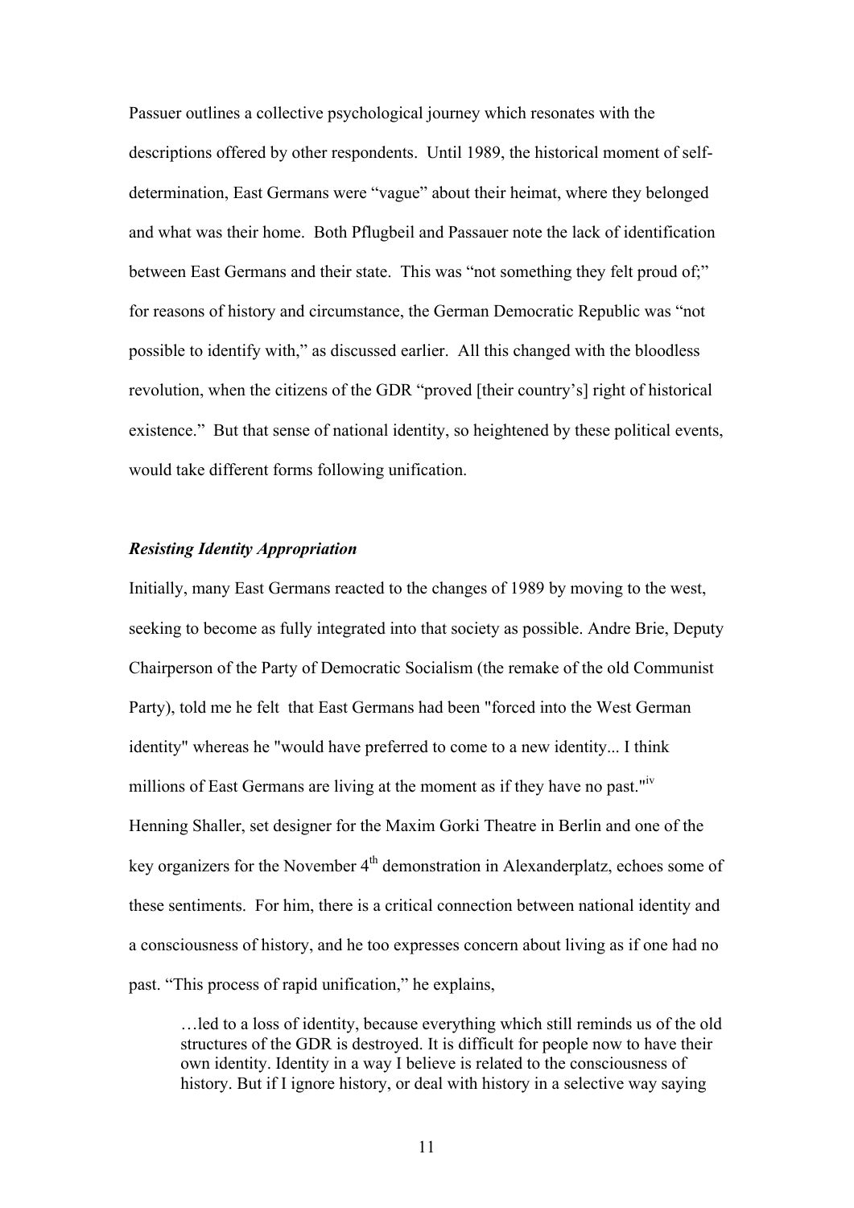Passuer outlines a collective psychological journey which resonates with the descriptions offered by other respondents. Until 1989, the historical moment of self-determination, East Germans were "vague" about their heimat, where they belonged and what was their home. Both Pflugbeil and Passauer note the lack of identification between East Germans and their state. This was "not something they felt proud of;" for reasons of history and circumstance, the German Democratic Republic was "not possible to identify with," as discussed earlier. All this changed with the bloodless revolution, when the citizens of the GDR "proved [their country's] right of historical existence." But that sense of national identity, so heightened by these political events, would take different forms following unification.

### *Resisting Identity Appropriation*

Initially, many East Germans reacted to the changes of 1989 by moving to the west, seeking to become as fully integrated into that society as possible. Andre Brie, Deputy Chairperson of the Party of Democratic Socialism (the remake of the old Communist Party), told me he felt that East Germans had been "forced into the West German identity" whereas he "would have preferred to come to a new identity... I think millions of East Germans are living at the moment as if they have no past."[iv] Henning Shaller, set designer for the Maxim Gorki Theatre in Berlin and one of the key organizers for the November 4th demonstration in Alexanderplatz, echoes some of these sentiments. For him, there is a critical connection between national identity and a consciousness of history, and he too expresses concern about living as if one had no past. "This process of rapid unification," he explains,

> …led to a loss of identity, because everything which still reminds us of the old structures of the GDR is destroyed. It is difficult for people now to have their own identity. Identity in a way I believe is related to the consciousness of history. But if I ignore history, or deal with history in a selective way saying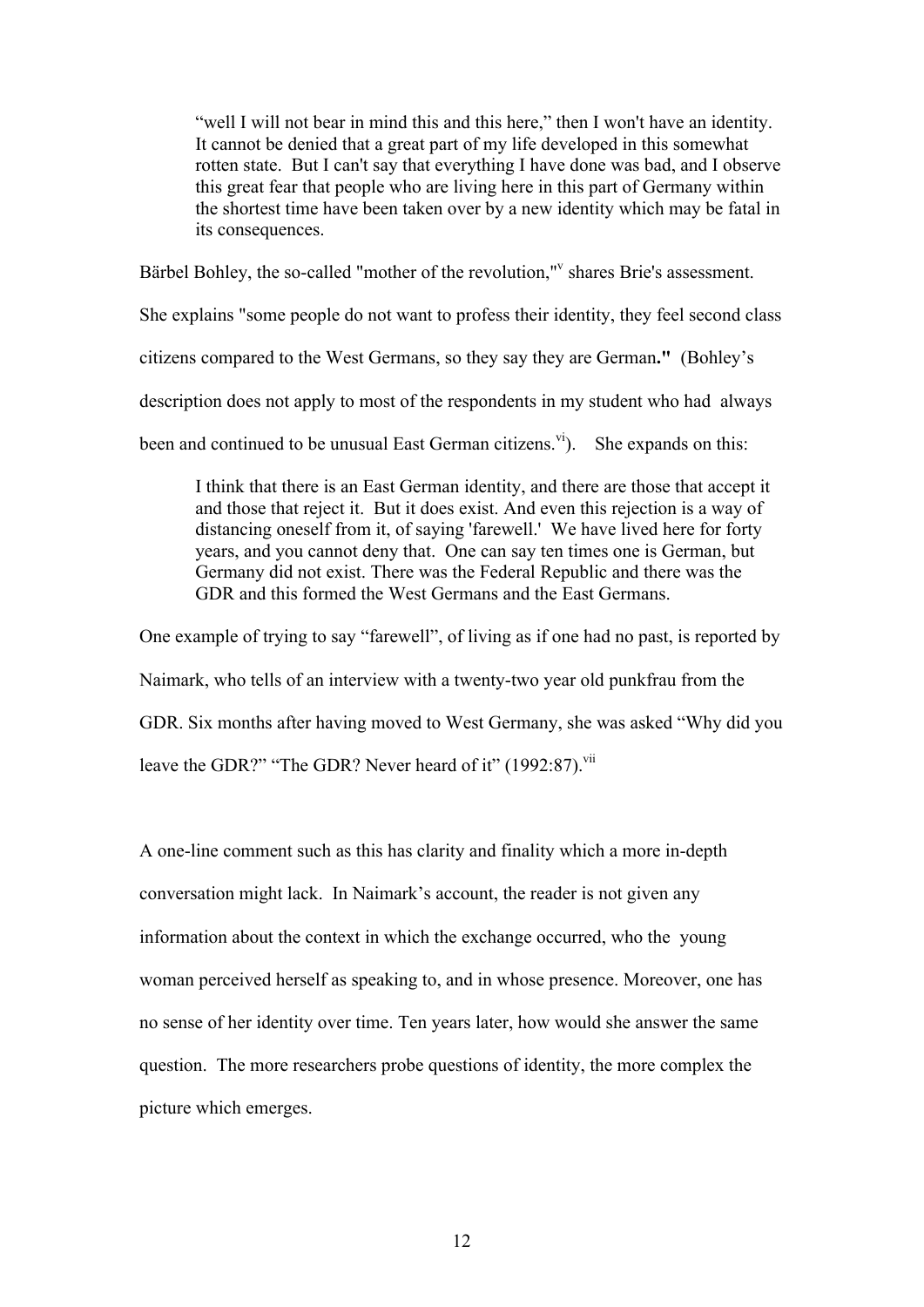> "well I will not bear in mind this and this here," then I won't have an identity. It cannot be denied that a great part of my life developed in this somewhat rotten state. But I can't say that everything I have done was bad, and I observe this great fear that people who are living here in this part of Germany within the shortest time have been taken over by a new identity which may be fatal in its consequences.

Bärbel Bohley, the so-called "mother of the revolution,"[v] shares Brie's assessment. She explains "some people do not want to profess their identity, they feel second class citizens compared to the West Germans, so they say they are German**."** (Bohley's description does not apply to most of the respondents in my student who had always been and continued to be unusual East German citizens.[vi]). She expands on this:

> I think that there is an East German identity, and there are those that accept it and those that reject it. But it does exist. And even this rejection is a way of distancing oneself from it, of saying 'farewell.' We have lived here for forty years, and you cannot deny that. One can say ten times one is German, but Germany did not exist. There was the Federal Republic and there was the GDR and this formed the West Germans and the East Germans.

One example of trying to say "farewell", of living as if one had no past, is reported by Naimark, who tells of an interview with a twenty-two year old punkfrau from the GDR. Six months after having moved to West Germany, she was asked "Why did you leave the GDR?" "The GDR? Never heard of it" (1992:87).[vii]

A one-line comment such as this has clarity and finality which a more in-depth conversation might lack. In Naimark's account, the reader is not given any information about the context in which the exchange occurred, who the young woman perceived herself as speaking to, and in whose presence. Moreover, one has no sense of her identity over time. Ten years later, how would she answer the same question. The more researchers probe questions of identity, the more complex the picture which emerges.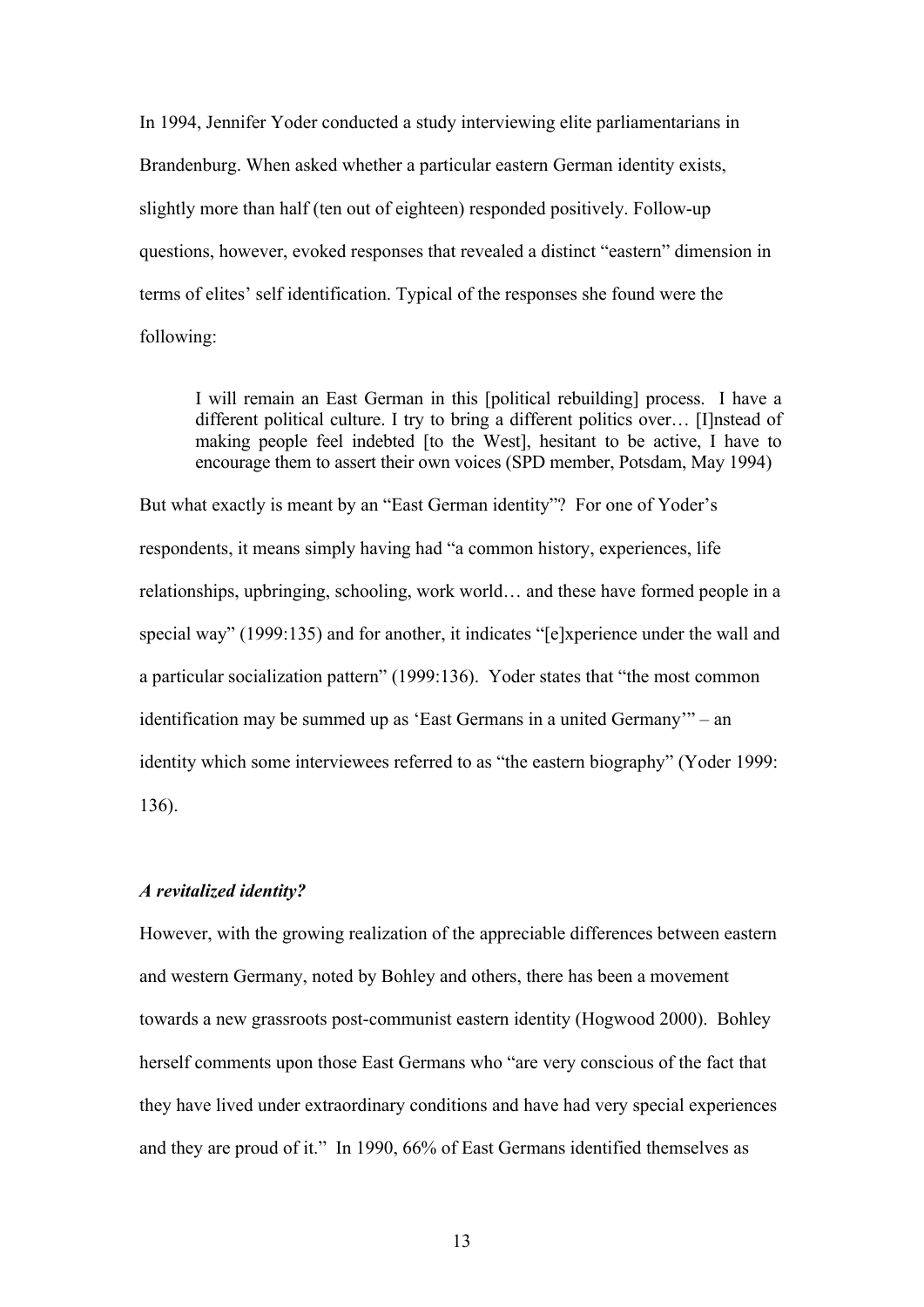In 1994, Jennifer Yoder conducted a study interviewing elite parliamentarians in Brandenburg. When asked whether a particular eastern German identity exists, slightly more than half (ten out of eighteen) responded positively. Follow-up questions, however, evoked responses that revealed a distinct "eastern" dimension in terms of elites' self identification. Typical of the responses she found were the following:

> I will remain an East German in this [political rebuilding] process. I have a different political culture. I try to bring a different politics over… [I]nstead of making people feel indebted [to the West], hesitant to be active, I have to encourage them to assert their own voices (SPD member, Potsdam, May 1994)

But what exactly is meant by an "East German identity"? For one of Yoder's respondents, it means simply having had "a common history, experiences, life relationships, upbringing, schooling, work world… and these have formed people in a special way" (1999:135) and for another, it indicates "[e]xperience under the wall and a particular socialization pattern" (1999:136). Yoder states that "the most common identification may be summed up as 'East Germans in a united Germany'" – an identity which some interviewees referred to as "the eastern biography" (Yoder 1999: 136).

### *A revitalized identity?*

However, with the growing realization of the appreciable differences between eastern and western Germany, noted by Bohley and others, there has been a movement towards a new grassroots post-communist eastern identity (Hogwood 2000). Bohley herself comments upon those East Germans who "are very conscious of the fact that they have lived under extraordinary conditions and have had very special experiences and they are proud of it." In 1990, 66% of East Germans identified themselves as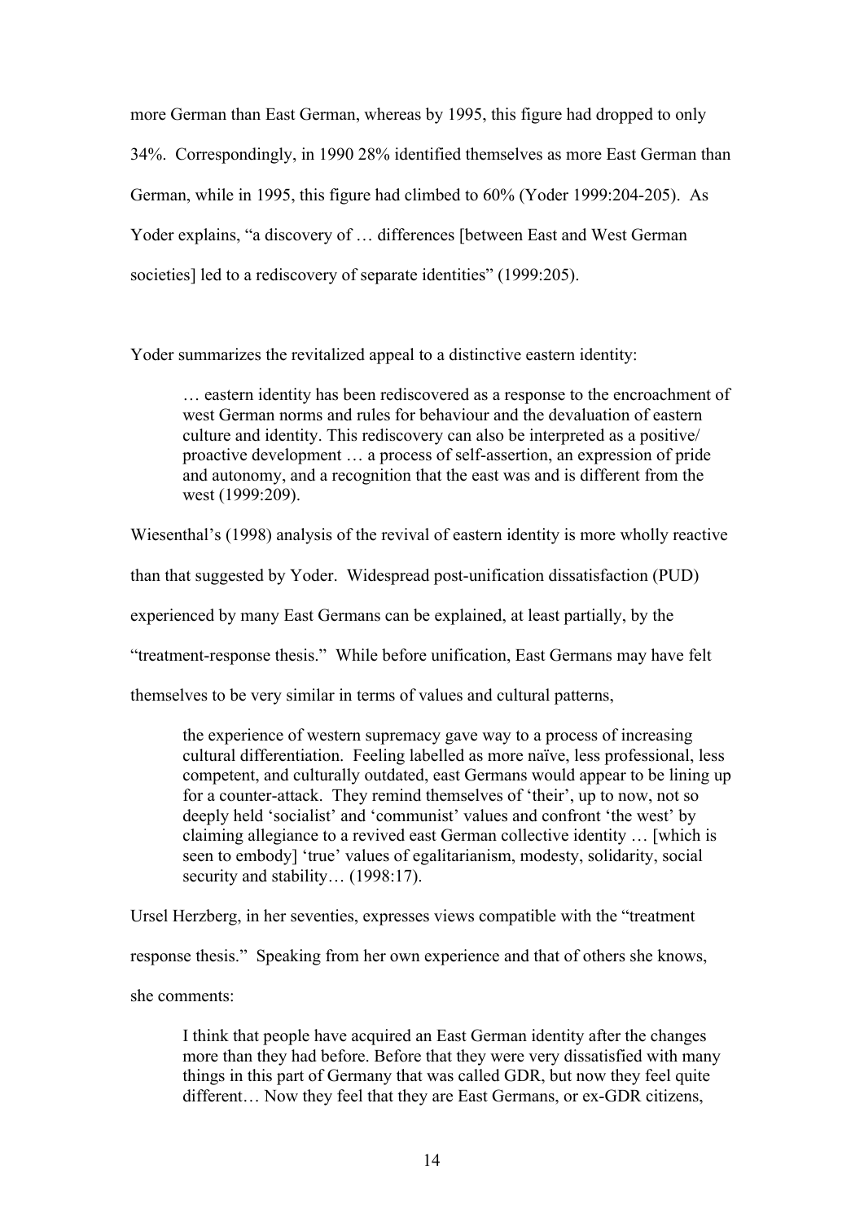more German than East German, whereas by 1995, this figure had dropped to only 34%. Correspondingly, in 1990 28% identified themselves as more East German than German, while in 1995, this figure had climbed to 60% (Yoder 1999:204-205). As Yoder explains, "a discovery of … differences [between East and West German societies] led to a rediscovery of separate identities" (1999:205).

Yoder summarizes the revitalized appeal to a distinctive eastern identity:

> … eastern identity has been rediscovered as a response to the encroachment of west German norms and rules for behaviour and the devaluation of eastern culture and identity. This rediscovery can also be interpreted as a positive/ proactive development … a process of self-assertion, an expression of pride and autonomy, and a recognition that the east was and is different from the west (1999:209).

Wiesenthal's (1998) analysis of the revival of eastern identity is more wholly reactive than that suggested by Yoder. Widespread post-unification dissatisfaction (PUD) experienced by many East Germans can be explained, at least partially, by the "treatment-response thesis." While before unification, East Germans may have felt themselves to be very similar in terms of values and cultural patterns,

> the experience of western supremacy gave way to a process of increasing cultural differentiation. Feeling labelled as more naïve, less professional, less competent, and culturally outdated, east Germans would appear to be lining up for a counter-attack. They remind themselves of 'their', up to now, not so deeply held 'socialist' and 'communist' values and confront 'the west' by claiming allegiance to a revived east German collective identity … [which is seen to embody] 'true' values of egalitarianism, modesty, solidarity, social security and stability… (1998:17).

Ursel Herzberg, in her seventies, expresses views compatible with the "treatment response thesis." Speaking from her own experience and that of others she knows, she comments:

> I think that people have acquired an East German identity after the changes more than they had before. Before that they were very dissatisfied with many things in this part of Germany that was called GDR, but now they feel quite different… Now they feel that they are East Germans, or ex-GDR citizens,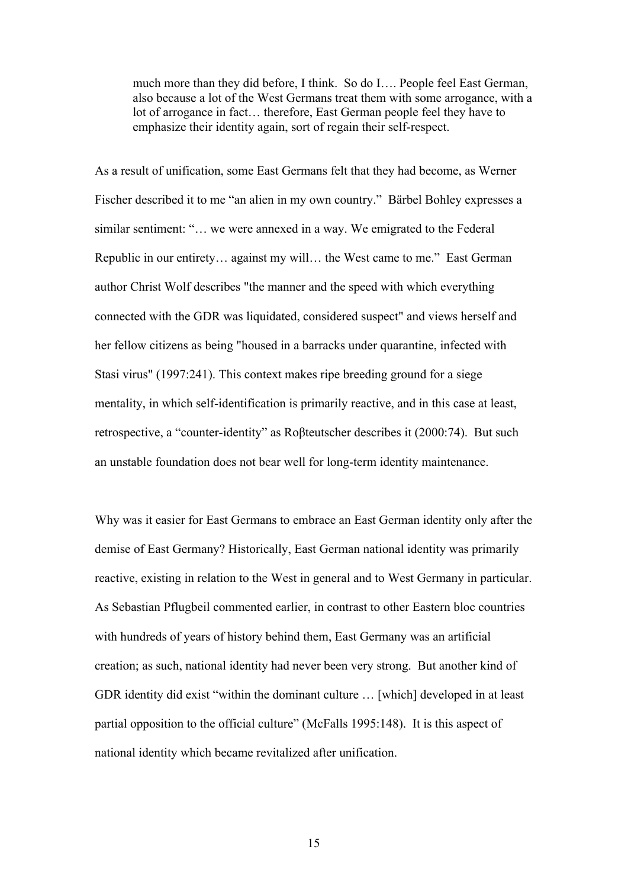> much more than they did before, I think. So do I…. People feel East German, also because a lot of the West Germans treat them with some arrogance, with a lot of arrogance in fact… therefore, East German people feel they have to emphasize their identity again, sort of regain their self-respect.

As a result of unification, some East Germans felt that they had become, as Werner Fischer described it to me "an alien in my own country." Bärbel Bohley expresses a similar sentiment: "… we were annexed in a way. We emigrated to the Federal Republic in our entirety… against my will… the West came to me." East German author Christ Wolf describes "the manner and the speed with which everything connected with the GDR was liquidated, considered suspect" and views herself and her fellow citizens as being "housed in a barracks under quarantine, infected with Stasi virus" (1997:241). This context makes ripe breeding ground for a siege mentality, in which self-identification is primarily reactive, and in this case at least, retrospective, a "counter-identity" as Roβteutscher describes it (2000:74). But such an unstable foundation does not bear well for long-term identity maintenance.

Why was it easier for East Germans to embrace an East German identity only after the demise of East Germany? Historically, East German national identity was primarily reactive, existing in relation to the West in general and to West Germany in particular. As Sebastian Pflugbeil commented earlier, in contrast to other Eastern bloc countries with hundreds of years of history behind them, East Germany was an artificial creation; as such, national identity had never been very strong. But another kind of GDR identity did exist "within the dominant culture … [which] developed in at least partial opposition to the official culture" (McFalls 1995:148). It is this aspect of national identity which became revitalized after unification.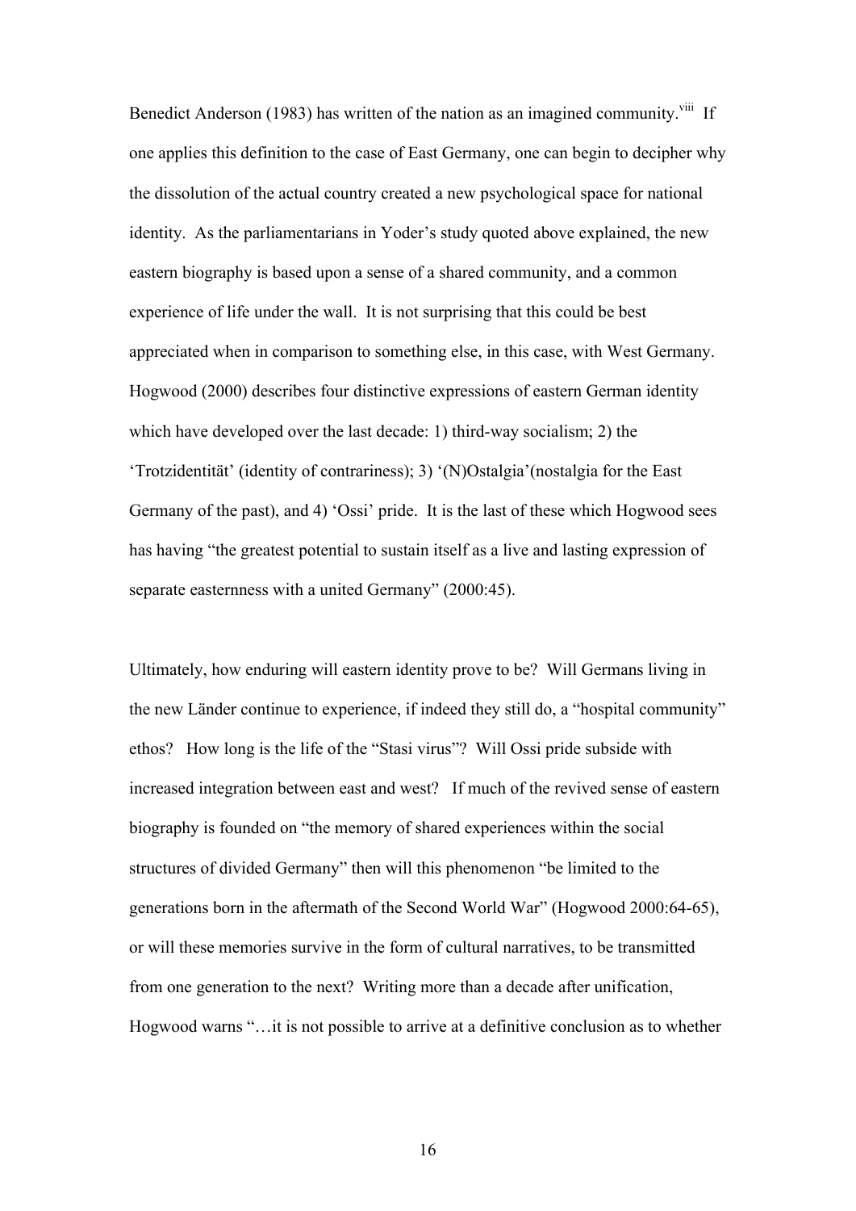Benedict Anderson (1983) has written of the nation as an imagined community.[viii] If one applies this definition to the case of East Germany, one can begin to decipher why the dissolution of the actual country created a new psychological space for national identity. As the parliamentarians in Yoder's study quoted above explained, the new eastern biography is based upon a sense of a shared community, and a common experience of life under the wall. It is not surprising that this could be best appreciated when in comparison to something else, in this case, with West Germany. Hogwood (2000) describes four distinctive expressions of eastern German identity which have developed over the last decade: 1) third-way socialism; 2) the 'Trotzidentität' (identity of contrariness); 3) '(N)Ostalgia'(nostalgia for the East Germany of the past), and 4) 'Ossi' pride. It is the last of these which Hogwood sees has having "the greatest potential to sustain itself as a live and lasting expression of separate easternness with a united Germany" (2000:45).

Ultimately, how enduring will eastern identity prove to be? Will Germans living in the new Länder continue to experience, if indeed they still do, a "hospital community" ethos? How long is the life of the "Stasi virus"? Will Ossi pride subside with increased integration between east and west? If much of the revived sense of eastern biography is founded on "the memory of shared experiences within the social structures of divided Germany" then will this phenomenon "be limited to the generations born in the aftermath of the Second World War" (Hogwood 2000:64-65), or will these memories survive in the form of cultural narratives, to be transmitted from one generation to the next? Writing more than a decade after unification, Hogwood warns "…it is not possible to arrive at a definitive conclusion as to whether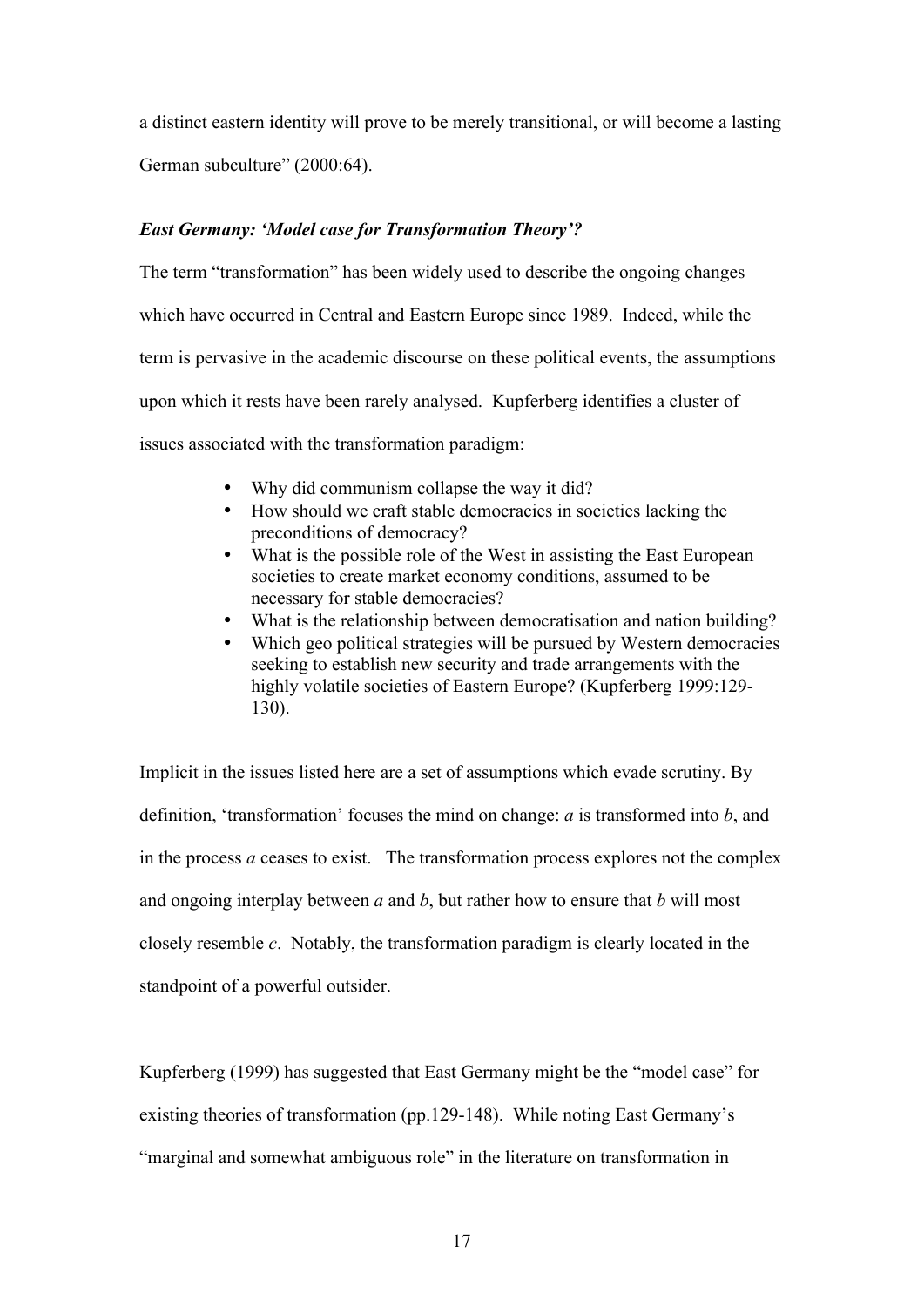a distinct eastern identity will prove to be merely transitional, or will become a lasting German subculture" (2000:64).

### *East Germany: 'Model case for Transformation Theory'?*

The term "transformation" has been widely used to describe the ongoing changes which have occurred in Central and Eastern Europe since 1989. Indeed, while the term is pervasive in the academic discourse on these political events, the assumptions upon which it rests have been rarely analysed. Kupferberg identifies a cluster of issues associated with the transformation paradigm:

- Why did communism collapse the way it did?
- How should we craft stable democracies in societies lacking the preconditions of democracy?
- What is the possible role of the West in assisting the East European societies to create market economy conditions, assumed to be necessary for stable democracies?
- What is the relationship between democratisation and nation building?
- Which geo political strategies will be pursued by Western democracies seeking to establish new security and trade arrangements with the highly volatile societies of Eastern Europe? (Kupferberg 1999:129-130).

Implicit in the issues listed here are a set of assumptions which evade scrutiny. By definition, 'transformation' focuses the mind on change: *a* is transformed into *b*, and in the process *a* ceases to exist. The transformation process explores not the complex and ongoing interplay between *a* and *b*, but rather how to ensure that *b* will most closely resemble *c*. Notably, the transformation paradigm is clearly located in the standpoint of a powerful outsider.

Kupferberg (1999) has suggested that East Germany might be the "model case" for existing theories of transformation (pp.129-148). While noting East Germany's "marginal and somewhat ambiguous role" in the literature on transformation in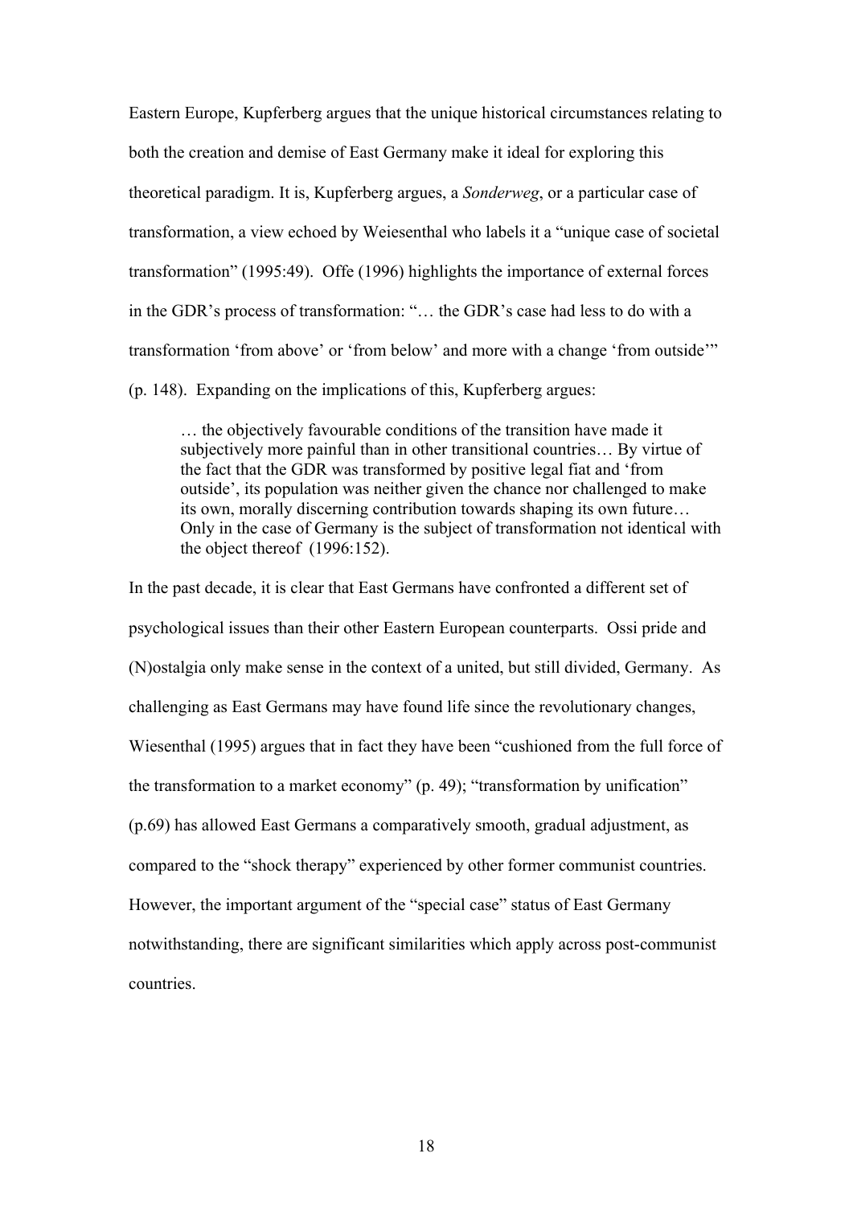Eastern Europe, Kupferberg argues that the unique historical circumstances relating to both the creation and demise of East Germany make it ideal for exploring this theoretical paradigm. It is, Kupferberg argues, a *Sonderweg*, or a particular case of transformation, a view echoed by Weiesenthal who labels it a "unique case of societal transformation" (1995:49). Offe (1996) highlights the importance of external forces in the GDR's process of transformation: "… the GDR's case had less to do with a transformation 'from above' or 'from below' and more with a change 'from outside'" (p. 148). Expanding on the implications of this, Kupferberg argues:

> … the objectively favourable conditions of the transition have made it subjectively more painful than in other transitional countries… By virtue of the fact that the GDR was transformed by positive legal fiat and 'from outside', its population was neither given the chance nor challenged to make its own, morally discerning contribution towards shaping its own future… Only in the case of Germany is the subject of transformation not identical with the object thereof (1996:152).

In the past decade, it is clear that East Germans have confronted a different set of psychological issues than their other Eastern European counterparts. Ossi pride and (N)ostalgia only make sense in the context of a united, but still divided, Germany. As challenging as East Germans may have found life since the revolutionary changes, Wiesenthal (1995) argues that in fact they have been "cushioned from the full force of the transformation to a market economy" (p. 49); "transformation by unification" (p.69) has allowed East Germans a comparatively smooth, gradual adjustment, as compared to the "shock therapy" experienced by other former communist countries. However, the important argument of the "special case" status of East Germany notwithstanding, there are significant similarities which apply across post-communist countries.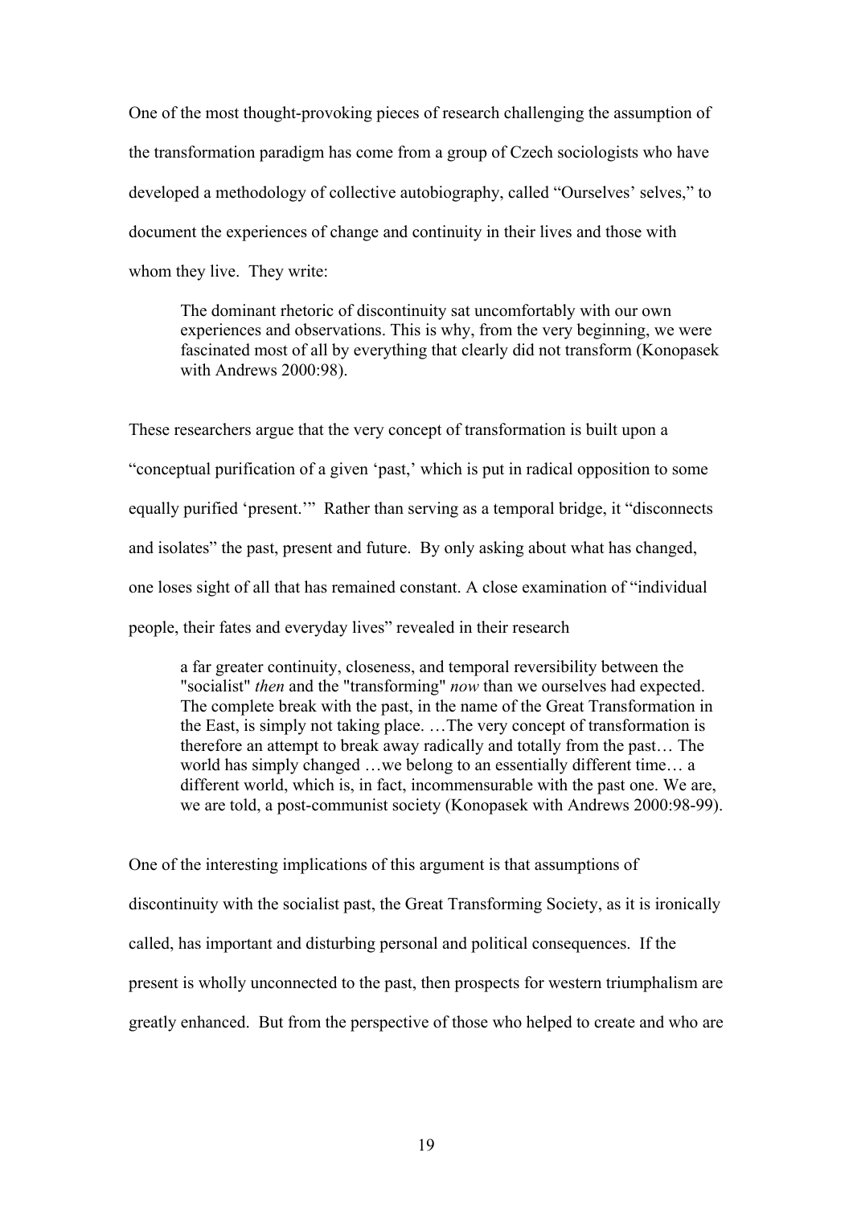One of the most thought-provoking pieces of research challenging the assumption of the transformation paradigm has come from a group of Czech sociologists who have developed a methodology of collective autobiography, called "Ourselves' selves," to document the experiences of change and continuity in their lives and those with whom they live. They write:

> The dominant rhetoric of discontinuity sat uncomfortably with our own experiences and observations. This is why, from the very beginning, we were fascinated most of all by everything that clearly did not transform (Konopasek with Andrews 2000:98).

These researchers argue that the very concept of transformation is built upon a "conceptual purification of a given 'past,' which is put in radical opposition to some equally purified 'present.'" Rather than serving as a temporal bridge, it "disconnects and isolates" the past, present and future. By only asking about what has changed, one loses sight of all that has remained constant. A close examination of "individual people, their fates and everyday lives" revealed in their research

> a far greater continuity, closeness, and temporal reversibility between the "socialist" *then* and the "transforming" *now* than we ourselves had expected. The complete break with the past, in the name of the Great Transformation in the East, is simply not taking place. …The very concept of transformation is therefore an attempt to break away radically and totally from the past… The world has simply changed …we belong to an essentially different time… a different world, which is, in fact, incommensurable with the past one. We are, we are told, a post-communist society (Konopasek with Andrews 2000:98-99).

One of the interesting implications of this argument is that assumptions of discontinuity with the socialist past, the Great Transforming Society, as it is ironically called, has important and disturbing personal and political consequences. If the present is wholly unconnected to the past, then prospects for western triumphalism are greatly enhanced. But from the perspective of those who helped to create and who are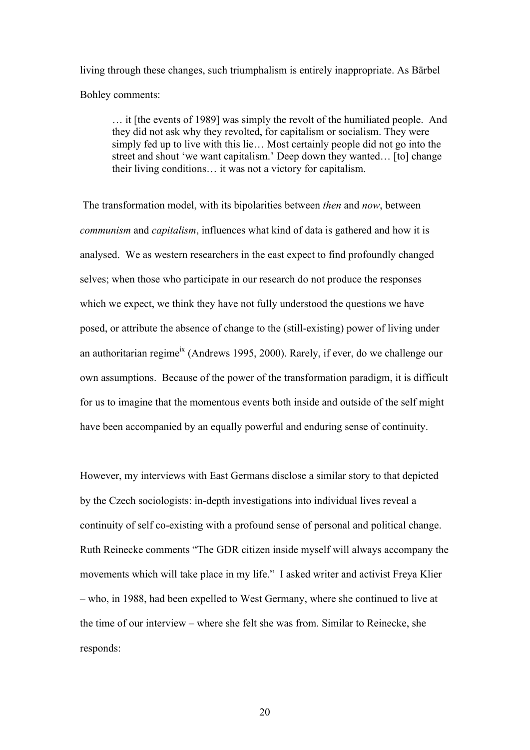living through these changes, such triumphalism is entirely inappropriate. As Bärbel Bohley comments:

> … it [the events of 1989] was simply the revolt of the humiliated people. And they did not ask why they revolted, for capitalism or socialism. They were simply fed up to live with this lie… Most certainly people did not go into the street and shout 'we want capitalism.' Deep down they wanted… [to] change their living conditions… it was not a victory for capitalism.

The transformation model, with its bipolarities between *then* and *now*, between *communism* and *capitalism*, influences what kind of data is gathered and how it is analysed. We as western researchers in the east expect to find profoundly changed selves; when those who participate in our research do not produce the responses which we expect, we think they have not fully understood the questions we have posed, or attribute the absence of change to the (still-existing) power of living under an authoritarian regime[ix] (Andrews 1995, 2000). Rarely, if ever, do we challenge our own assumptions. Because of the power of the transformation paradigm, it is difficult for us to imagine that the momentous events both inside and outside of the self might have been accompanied by an equally powerful and enduring sense of continuity.

However, my interviews with East Germans disclose a similar story to that depicted by the Czech sociologists: in-depth investigations into individual lives reveal a continuity of self co-existing with a profound sense of personal and political change. Ruth Reinecke comments "The GDR citizen inside myself will always accompany the movements which will take place in my life." I asked writer and activist Freya Klier – who, in 1988, had been expelled to West Germany, where she continued to live at the time of our interview – where she felt she was from. Similar to Reinecke, she responds: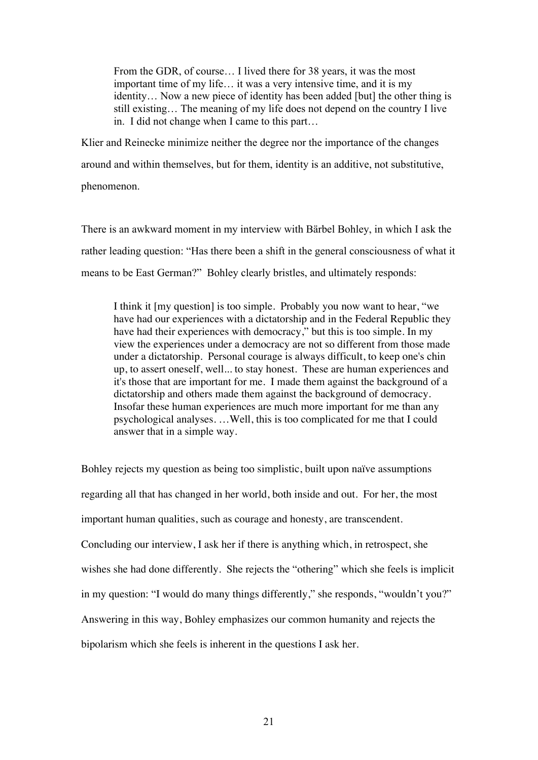> From the GDR, of course… I lived there for 38 years, it was the most important time of my life… it was a very intensive time, and it is my identity… Now a new piece of identity has been added [but] the other thing is still existing… The meaning of my life does not depend on the country I live in. I did not change when I came to this part…

Klier and Reinecke minimize neither the degree nor the importance of the changes around and within themselves, but for them, identity is an additive, not substitutive, phenomenon.

There is an awkward moment in my interview with Bärbel Bohley, in which I ask the rather leading question: "Has there been a shift in the general consciousness of what it means to be East German?" Bohley clearly bristles, and ultimately responds:

> I think it [my question] is too simple. Probably you now want to hear, "we have had our experiences with a dictatorship and in the Federal Republic they have had their experiences with democracy," but this is too simple. In my view the experiences under a democracy are not so different from those made under a dictatorship. Personal courage is always difficult, to keep one's chin up, to assert oneself, well... to stay honest. These are human experiences and it's those that are important for me. I made them against the background of a dictatorship and others made them against the background of democracy. Insofar these human experiences are much more important for me than any psychological analyses. …Well, this is too complicated for me that I could answer that in a simple way.

Bohley rejects my question as being too simplistic, built upon naïve assumptions regarding all that has changed in her world, both inside and out. For her, the most important human qualities, such as courage and honesty, are transcendent. Concluding our interview, I ask her if there is anything which, in retrospect, she wishes she had done differently. She rejects the "othering" which she feels is implicit in my question: "I would do many things differently," she responds, "wouldn't you?" Answering in this way, Bohley emphasizes our common humanity and rejects the bipolarism which she feels is inherent in the questions I ask her.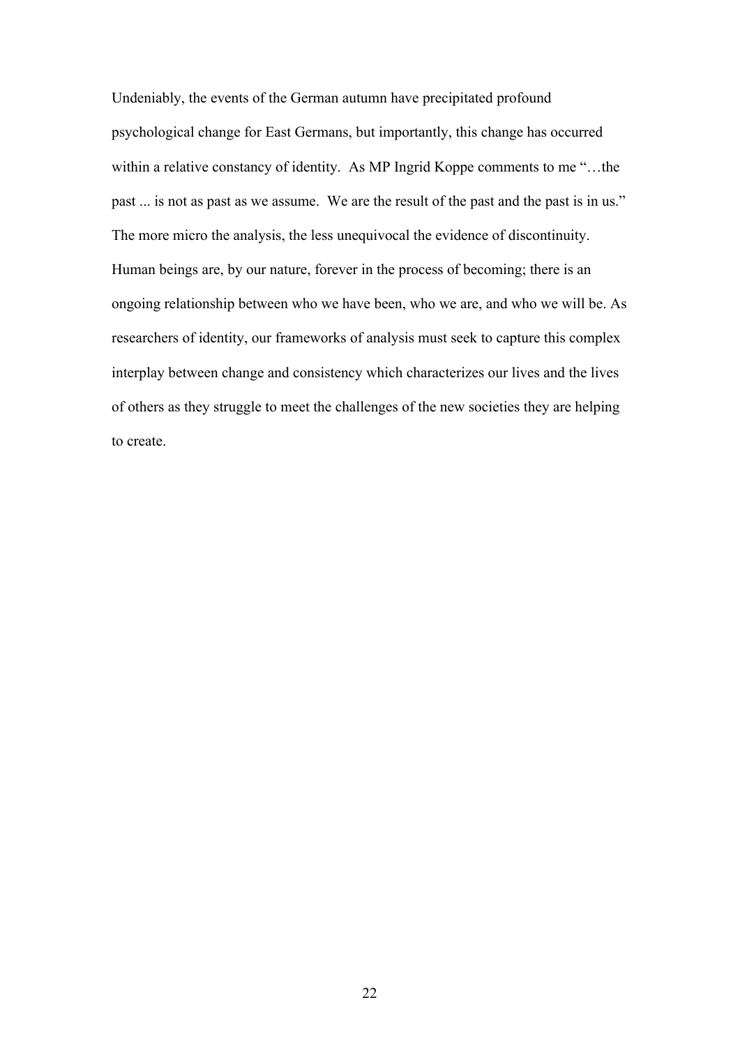Undeniably, the events of the German autumn have precipitated profound psychological change for East Germans, but importantly, this change has occurred within a relative constancy of identity. As MP Ingrid Koppe comments to me "…the past ... is not as past as we assume. We are the result of the past and the past is in us." The more micro the analysis, the less unequivocal the evidence of discontinuity. Human beings are, by our nature, forever in the process of becoming; there is an ongoing relationship between who we have been, who we are, and who we will be. As researchers of identity, our frameworks of analysis must seek to capture this complex interplay between change and consistency which characterizes our lives and the lives of others as they struggle to meet the challenges of the new societies they are helping to create.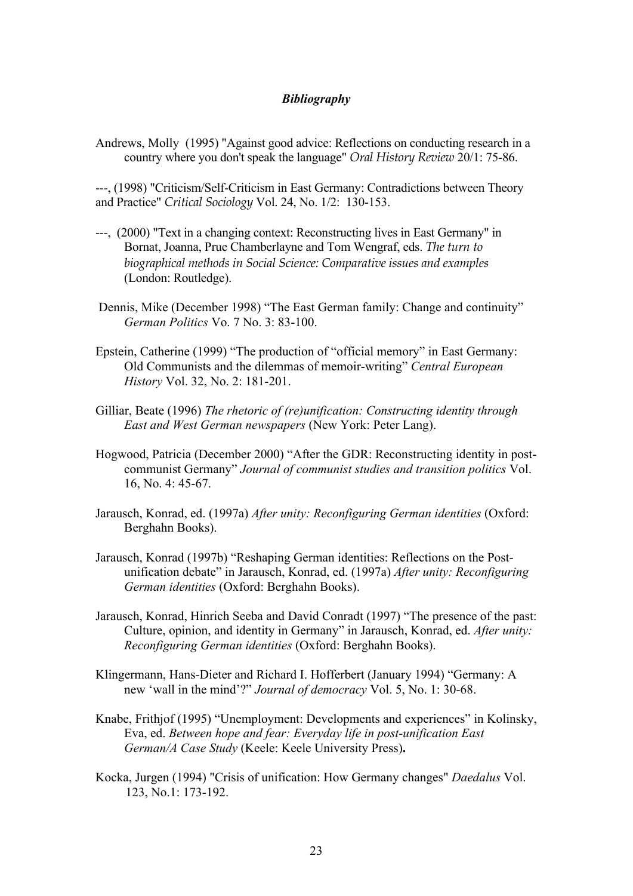## *Bibliography*

Andrews, Molly (1995) "Against good advice: Reflections on conducting research in a country where you don't speak the language" *Oral History Review* 20/1: 75-86.

---, (1998) "Criticism/Self-Criticism in East Germany: Contradictions between Theory and Practice" *Critical Sociology* Vol. 24, No. 1/2: 130-153.

---, (2000) "Text in a changing context: Reconstructing lives in East Germany" in Bornat, Joanna, Prue Chamberlayne and Tom Wengraf, eds. *The turn to biographical methods in Social Science: Comparative issues and examples* (London: Routledge).

Dennis, Mike (December 1998) "The East German family: Change and continuity" *German Politics* Vo. 7 No. 3: 83-100.

Epstein, Catherine (1999) "The production of "official memory" in East Germany: Old Communists and the dilemmas of memoir-writing" *Central European History* Vol. 32, No. 2: 181-201.

Gilliar, Beate (1996) *The rhetoric of (re)unification: Constructing identity through East and West German newspapers* (New York: Peter Lang).

Hogwood, Patricia (December 2000) "After the GDR: Reconstructing identity in post-communist Germany" *Journal of communist studies and transition politics* Vol. 16, No. 4: 45-67.

Jarausch, Konrad, ed. (1997a) *After unity: Reconfiguring German identities* (Oxford: Berghahn Books).

Jarausch, Konrad (1997b) "Reshaping German identities: Reflections on the Post-unification debate" in Jarausch, Konrad, ed. (1997a) *After unity: Reconfiguring German identities* (Oxford: Berghahn Books).

Jarausch, Konrad, Hinrich Seeba and David Conradt (1997) "The presence of the past: Culture, opinion, and identity in Germany" in Jarausch, Konrad, ed. *After unity: Reconfiguring German identities* (Oxford: Berghahn Books).

Klingermann, Hans-Dieter and Richard I. Hofferbert (January 1994) "Germany: A new 'wall in the mind'?" *Journal of democracy* Vol. 5, No. 1: 30-68.

Knabe, Frithjof (1995) "Unemployment: Developments and experiences" in Kolinsky, Eva, ed. *Between hope and fear: Everyday life in post-unification East German/A Case Study* (Keele: Keele University Press)**.**

Kocka, Jurgen (1994) "Crisis of unification: How Germany changes" *Daedalus* Vol. 123, No.1: 173-192.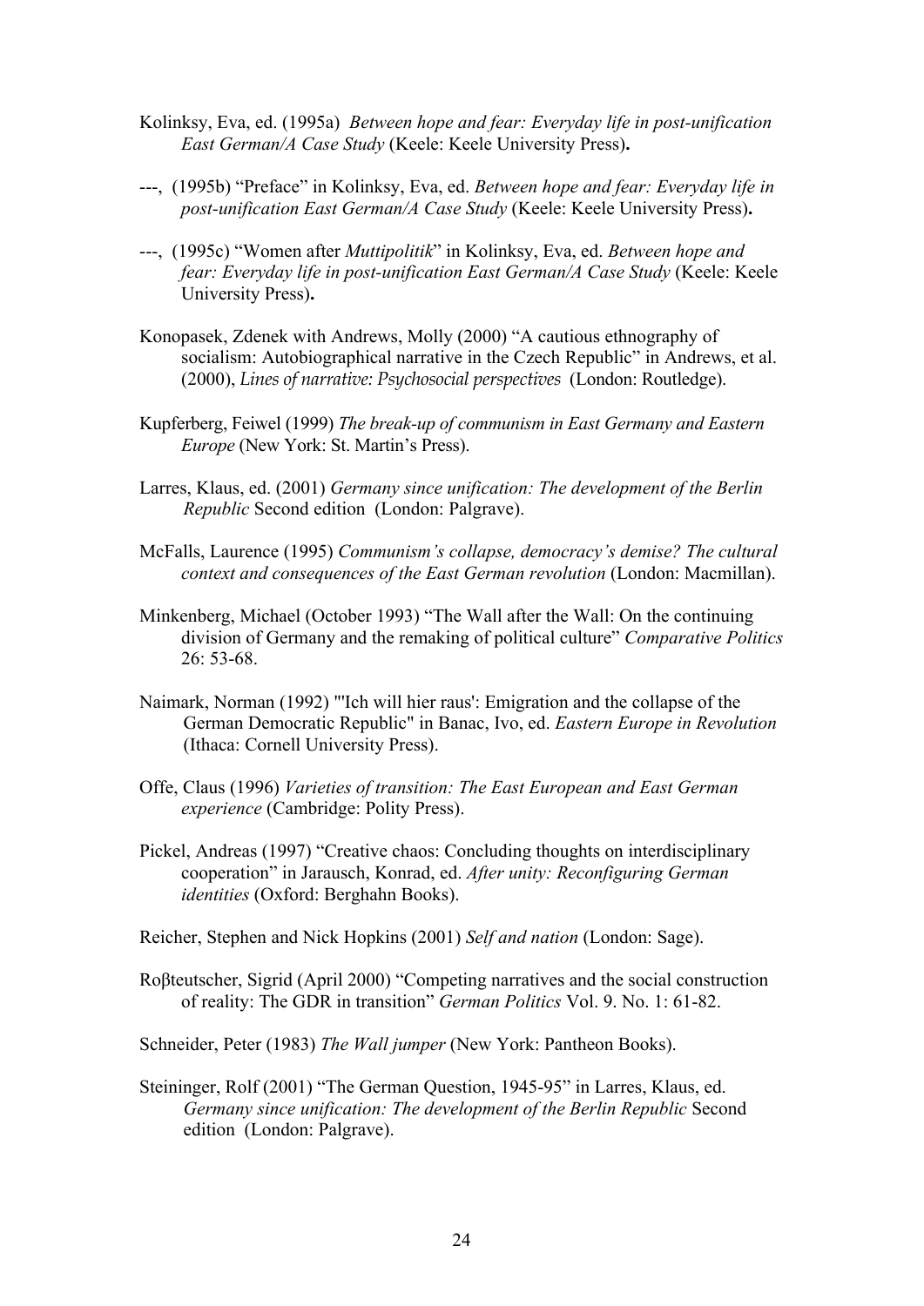Kolinksy, Eva, ed. (1995a) *Between hope and fear: Everyday life in post-unification East German/A Case Study* (Keele: Keele University Press)**.**

---, (1995b) "Preface" in Kolinksy, Eva, ed. *Between hope and fear: Everyday life in post-unification East German/A Case Study* (Keele: Keele University Press)**.**

---, (1995c) "Women after *Muttipolitik*" in Kolinksy, Eva, ed. *Between hope and fear: Everyday life in post-unification East German/A Case Study* (Keele: Keele University Press)**.**

Konopasek, Zdenek with Andrews, Molly (2000) "A cautious ethnography of socialism: Autobiographical narrative in the Czech Republic" in Andrews, et al. (2000), *Lines of narrative: Psychosocial perspectives* (London: Routledge).

Kupferberg, Feiwel (1999) *The break-up of communism in East Germany and Eastern Europe* (New York: St. Martin's Press).

Larres, Klaus, ed. (2001) *Germany since unification: The development of the Berlin Republic* Second edition (London: Palgrave).

McFalls, Laurence (1995) *Communism's collapse, democracy's demise? The cultural context and consequences of the East German revolution* (London: Macmillan).

Minkenberg, Michael (October 1993) "The Wall after the Wall: On the continuing division of Germany and the remaking of political culture" *Comparative Politics* 26: 53-68.

Naimark, Norman (1992) "'Ich will hier raus': Emigration and the collapse of the German Democratic Republic" in Banac, Ivo, ed. *Eastern Europe in Revolution* (Ithaca: Cornell University Press).

Offe, Claus (1996) *Varieties of transition: The East European and East German experience* (Cambridge: Polity Press).

Pickel, Andreas (1997) "Creative chaos: Concluding thoughts on interdisciplinary cooperation" in Jarausch, Konrad, ed. *After unity: Reconfiguring German identities* (Oxford: Berghahn Books).

Reicher, Stephen and Nick Hopkins (2001) *Self and nation* (London: Sage).

Roβteutscher, Sigrid (April 2000) "Competing narratives and the social construction of reality: The GDR in transition" *German Politics* Vol. 9. No. 1: 61-82.

Schneider, Peter (1983) *The Wall jumper* (New York: Pantheon Books).

Steininger, Rolf (2001) "The German Question, 1945-95" in Larres, Klaus, ed. *Germany since unification: The development of the Berlin Republic* Second edition (London: Palgrave).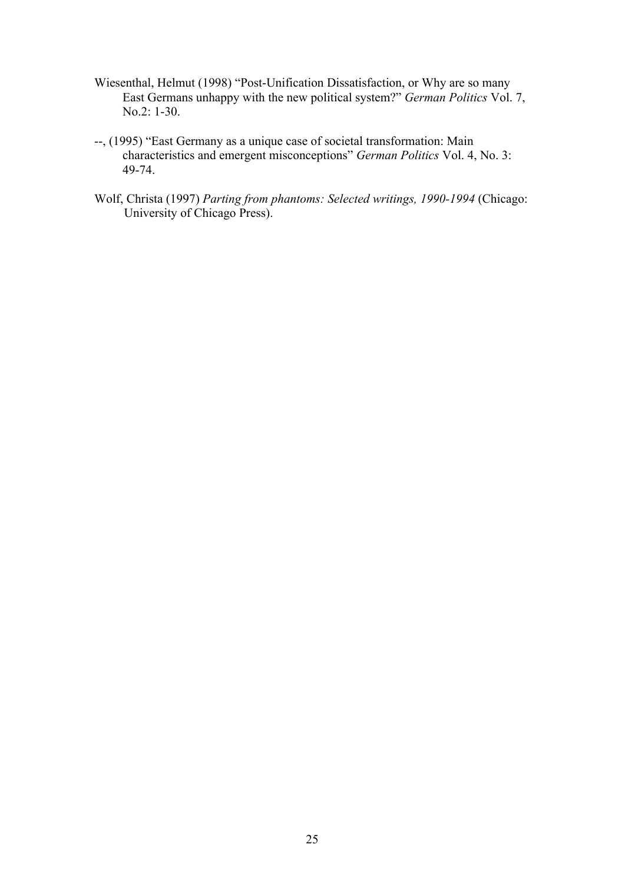Wiesenthal, Helmut (1998) "Post-Unification Dissatisfaction, or Why are so many East Germans unhappy with the new political system?" *German Politics* Vol. 7, No.2: 1-30.

--, (1995) "East Germany as a unique case of societal transformation: Main characteristics and emergent misconceptions" *German Politics* Vol. 4, No. 3: 49-74.

Wolf, Christa (1997) *Parting from phantoms: Selected writings, 1990-1994* (Chicago: University of Chicago Press).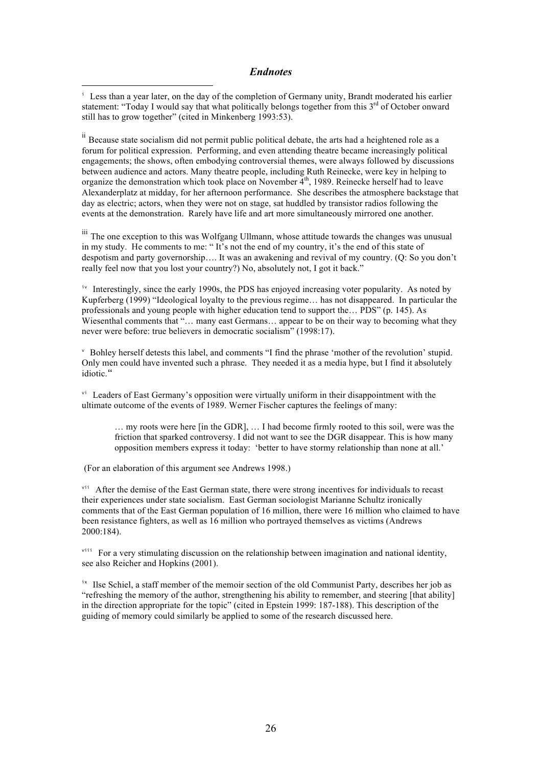## *Endnotes*

[i] Less than a year later, on the day of the completion of Germany unity, Brandt moderated his earlier statement: "Today I would say that what politically belongs together from this 3rd of October onward still has to grow together" (cited in Minkenberg 1993:53).

[ii] Because state socialism did not permit public political debate, the arts had a heightened role as a forum for political expression. Performing, and even attending theatre became increasingly political engagements; the shows, often embodying controversial themes, were always followed by discussions between audience and actors. Many theatre people, including Ruth Reinecke, were key in helping to organize the demonstration which took place on November 4th, 1989. Reinecke herself had to leave Alexanderplatz at midday, for her afternoon performance. She describes the atmosphere backstage that day as electric; actors, when they were not on stage, sat huddled by transistor radios following the events at the demonstration. Rarely have life and art more simultaneously mirrored one another.

[iii] The one exception to this was Wolfgang Ullmann, whose attitude towards the changes was unusual in my study. He comments to me: " It's not the end of my country, it's the end of this state of despotism and party governorship…. It was an awakening and revival of my country. (Q: So you don't really feel now that you lost your country?) No, absolutely not, I got it back."

[iv] Interestingly, since the early 1990s, the PDS has enjoyed increasing voter popularity. As noted by Kupferberg (1999) "Ideological loyalty to the previous regime… has not disappeared. In particular the professionals and young people with higher education tend to support the… PDS" (p. 145). As Wiesenthal comments that "… many east Germans… appear to be on their way to becoming what they never were before: true believers in democratic socialism" (1998:17).

[v] Bohley herself detests this label, and comments "I find the phrase 'mother of the revolution' stupid. Only men could have invented such a phrase. They needed it as a media hype, but I find it absolutely idiotic."

[vi] Leaders of East Germany's opposition were virtually uniform in their disappointment with the ultimate outcome of the events of 1989. Werner Fischer captures the feelings of many:

> … my roots were here [in the GDR], … I had become firmly rooted to this soil, were was the friction that sparked controversy. I did not want to see the DGR disappear. This is how many opposition members express it today: 'better to have stormy relationship than none at all.'

(For an elaboration of this argument see Andrews 1998.)

[vii] After the demise of the East German state, there were strong incentives for individuals to recast their experiences under state socialism. East German sociologist Marianne Schultz ironically comments that of the East German population of 16 million, there were 16 million who claimed to have been resistance fighters, as well as 16 million who portrayed themselves as victims (Andrews 2000:184).

[viii] For a very stimulating discussion on the relationship between imagination and national identity, see also Reicher and Hopkins (2001).

[ix] Ilse Schiel, a staff member of the memoir section of the old Communist Party, describes her job as "refreshing the memory of the author, strengthening his ability to remember, and steering [that ability] in the direction appropriate for the topic" (cited in Epstein 1999: 187-188). This description of the guiding of memory could similarly be applied to some of the research discussed here.